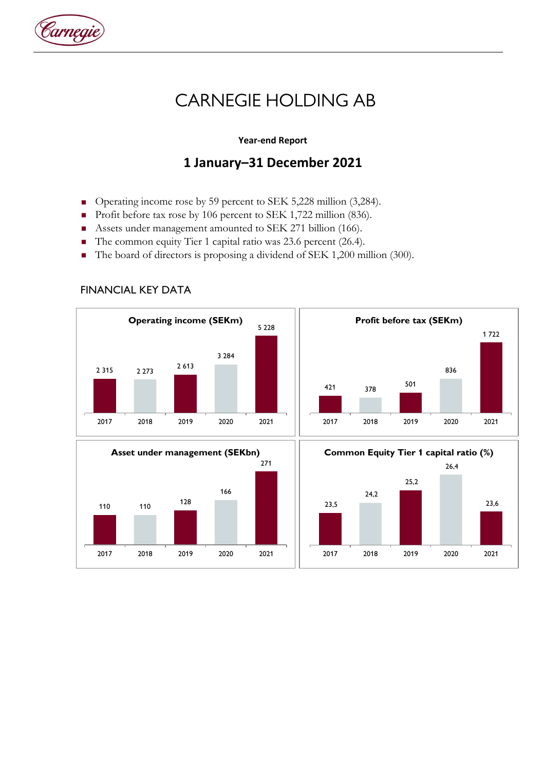# CARNEGIE HOLDING AB

**Year-end Report**

## 1 January–31 December 2021

- Operating income rose by 59 percent to SEK 5,228 million (3,284).
- Profit before tax rose by 106 percent to SEK 1,722 million (836).
- Assets under management amounted to SEK 271 billion (166).
- The common equity Tier 1 capital ratio was 23.6 percent (26.4).
- The board of directors is proposing a dividend of SEK 1,200 million (300).

## FINANCIAL KEY DATA

**Operating income (SEKm)**

| 2017 | 2018 | 2019 | 2020 | 2021 |
|---|---|---|---|---|
| 2 315 | 2 273 | 2 613 | 3 284 | 5 228 |

**Profit before tax (SEKm)**

| 2017 | 2018 | 2019 | 2020 | 2021 |
|---|---|---|---|---|
| 421 | 378 | 501 | 836 | 1 722 |

**Asset under management (SEKbn)**

| 2017 | 2018 | 2019 | 2020 | 2021 |
|---|---|---|---|---|
| 110 | 110 | 128 | 166 | 271 |

**Common Equity Tier 1 capital ratio (%)**

| 2017 | 2018 | 2019 | 2020 | 2021 |
|---|---|---|---|---|
| 23,5 | 24,2 | 25,2 | 26,4 | 23,6 |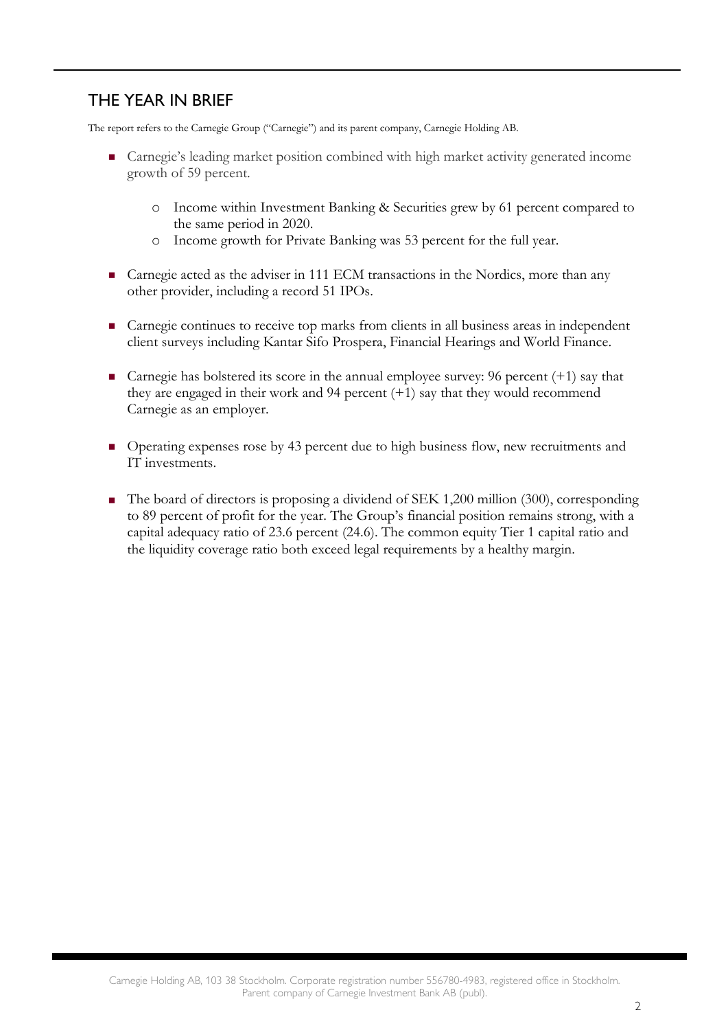## THE YEAR IN BRIEF

The report refers to the Carnegie Group ("Carnegie") and its parent company, Carnegie Holding AB.

- Carnegie's leading market position combined with high market activity generated income growth of 59 percent.
    - Income within Investment Banking & Securities grew by 61 percent compared to the same period in 2020.
    - Income growth for Private Banking was 53 percent for the full year.

- Carnegie acted as the adviser in 111 ECM transactions in the Nordics, more than any other provider, including a record 51 IPOs.

- Carnegie continues to receive top marks from clients in all business areas in independent client surveys including Kantar Sifo Prospera, Financial Hearings and World Finance.

- Carnegie has bolstered its score in the annual employee survey: 96 percent (+1) say that they are engaged in their work and 94 percent (+1) say that they would recommend Carnegie as an employer.

- Operating expenses rose by 43 percent due to high business flow, new recruitments and IT investments.

- The board of directors is proposing a dividend of SEK 1,200 million (300), corresponding to 89 percent of profit for the year. The Group's financial position remains strong, with a capital adequacy ratio of 23.6 percent (24.6). The common equity Tier 1 capital ratio and the liquidity coverage ratio both exceed legal requirements by a healthy margin.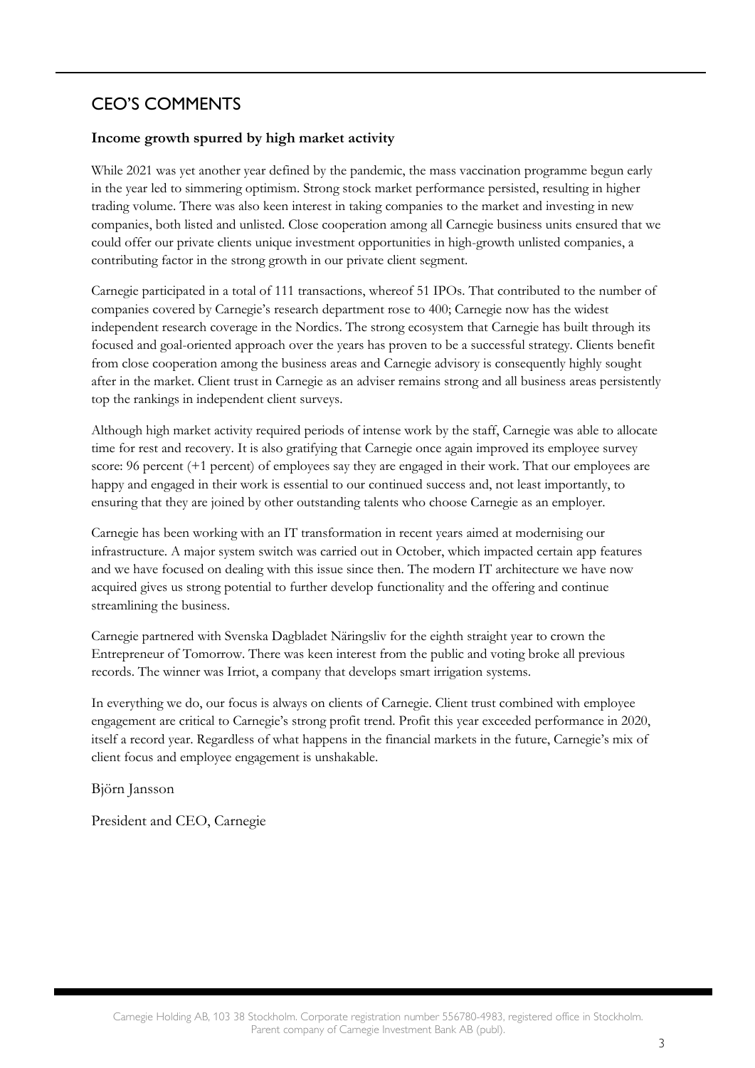## CEO'S COMMENTS

**Income growth spurred by high market activity**

While 2021 was yet another year defined by the pandemic, the mass vaccination programme begun early in the year led to simmering optimism. Strong stock market performance persisted, resulting in higher trading volume. There was also keen interest in taking companies to the market and investing in new companies, both listed and unlisted. Close cooperation among all Carnegie business units ensured that we could offer our private clients unique investment opportunities in high-growth unlisted companies, a contributing factor in the strong growth in our private client segment.

Carnegie participated in a total of 111 transactions, whereof 51 IPOs. That contributed to the number of companies covered by Carnegie's research department rose to 400; Carnegie now has the widest independent research coverage in the Nordics. The strong ecosystem that Carnegie has built through its focused and goal-oriented approach over the years has proven to be a successful strategy. Clients benefit from close cooperation among the business areas and Carnegie advisory is consequently highly sought after in the market. Client trust in Carnegie as an adviser remains strong and all business areas persistently top the rankings in independent client surveys.

Although high market activity required periods of intense work by the staff, Carnegie was able to allocate time for rest and recovery. It is also gratifying that Carnegie once again improved its employee survey score: 96 percent (+1 percent) of employees say they are engaged in their work. That our employees are happy and engaged in their work is essential to our continued success and, not least importantly, to ensuring that they are joined by other outstanding talents who choose Carnegie as an employer.

Carnegie has been working with an IT transformation in recent years aimed at modernising our infrastructure. A major system switch was carried out in October, which impacted certain app features and we have focused on dealing with this issue since then. The modern IT architecture we have now acquired gives us strong potential to further develop functionality and the offering and continue streamlining the business.

Carnegie partnered with Svenska Dagbladet Näringsliv for the eighth straight year to crown the Entrepreneur of Tomorrow. There was keen interest from the public and voting broke all previous records. The winner was Irriot, a company that develops smart irrigation systems.

In everything we do, our focus is always on clients of Carnegie. Client trust combined with employee engagement are critical to Carnegie's strong profit trend. Profit this year exceeded performance in 2020, itself a record year. Regardless of what happens in the financial markets in the future, Carnegie's mix of client focus and employee engagement is unshakable.

Björn Jansson

President and CEO, Carnegie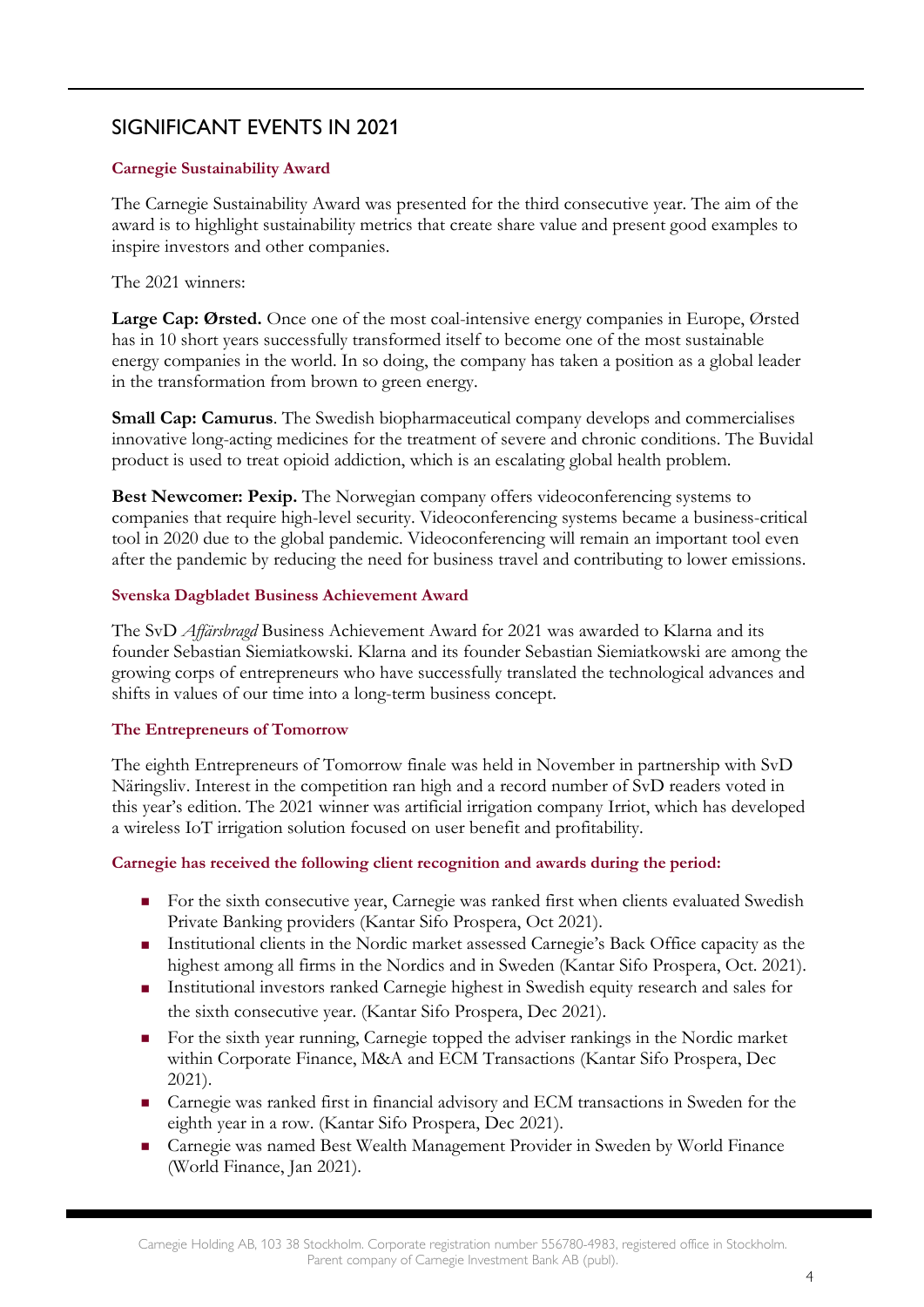## SIGNIFICANT EVENTS IN 2021

### Carnegie Sustainability Award

The Carnegie Sustainability Award was presented for the third consecutive year. The aim of the award is to highlight sustainability metrics that create share value and present good examples to inspire investors and other companies.

The 2021 winners:

**Large Cap: Ørsted.** Once one of the most coal-intensive energy companies in Europe, Ørsted has in 10 short years successfully transformed itself to become one of the most sustainable energy companies in the world. In so doing, the company has taken a position as a global leader in the transformation from brown to green energy.

**Small Cap: Camurus**. The Swedish biopharmaceutical company develops and commercialises innovative long-acting medicines for the treatment of severe and chronic conditions. The Buvidal product is used to treat opioid addiction, which is an escalating global health problem.

**Best Newcomer: Pexip.** The Norwegian company offers videoconferencing systems to companies that require high-level security. Videoconferencing systems became a business-critical tool in 2020 due to the global pandemic. Videoconferencing will remain an important tool even after the pandemic by reducing the need for business travel and contributing to lower emissions.

### Svenska Dagbladet Business Achievement Award

The SvD *Affärsbragd* Business Achievement Award for 2021 was awarded to Klarna and its founder Sebastian Siemiatkowski. Klarna and its founder Sebastian Siemiatkowski are among the growing corps of entrepreneurs who have successfully translated the technological advances and shifts in values of our time into a long-term business concept.

### The Entrepreneurs of Tomorrow

The eighth Entrepreneurs of Tomorrow finale was held in November in partnership with SvD Näringsliv. Interest in the competition ran high and a record number of SvD readers voted in this year's edition. The 2021 winner was artificial irrigation company Irriot, which has developed a wireless IoT irrigation solution focused on user benefit and profitability.

### Carnegie has received the following client recognition and awards during the period:

- For the sixth consecutive year, Carnegie was ranked first when clients evaluated Swedish Private Banking providers (Kantar Sifo Prospera, Oct 2021).
- Institutional clients in the Nordic market assessed Carnegie's Back Office capacity as the highest among all firms in the Nordics and in Sweden (Kantar Sifo Prospera, Oct. 2021).
- Institutional investors ranked Carnegie highest in Swedish equity research and sales for the sixth consecutive year. (Kantar Sifo Prospera, Dec 2021).
- For the sixth year running, Carnegie topped the adviser rankings in the Nordic market within Corporate Finance, M&A and ECM Transactions (Kantar Sifo Prospera, Dec 2021).
- Carnegie was ranked first in financial advisory and ECM transactions in Sweden for the eighth year in a row. (Kantar Sifo Prospera, Dec 2021).
- Carnegie was named Best Wealth Management Provider in Sweden by World Finance (World Finance, Jan 2021).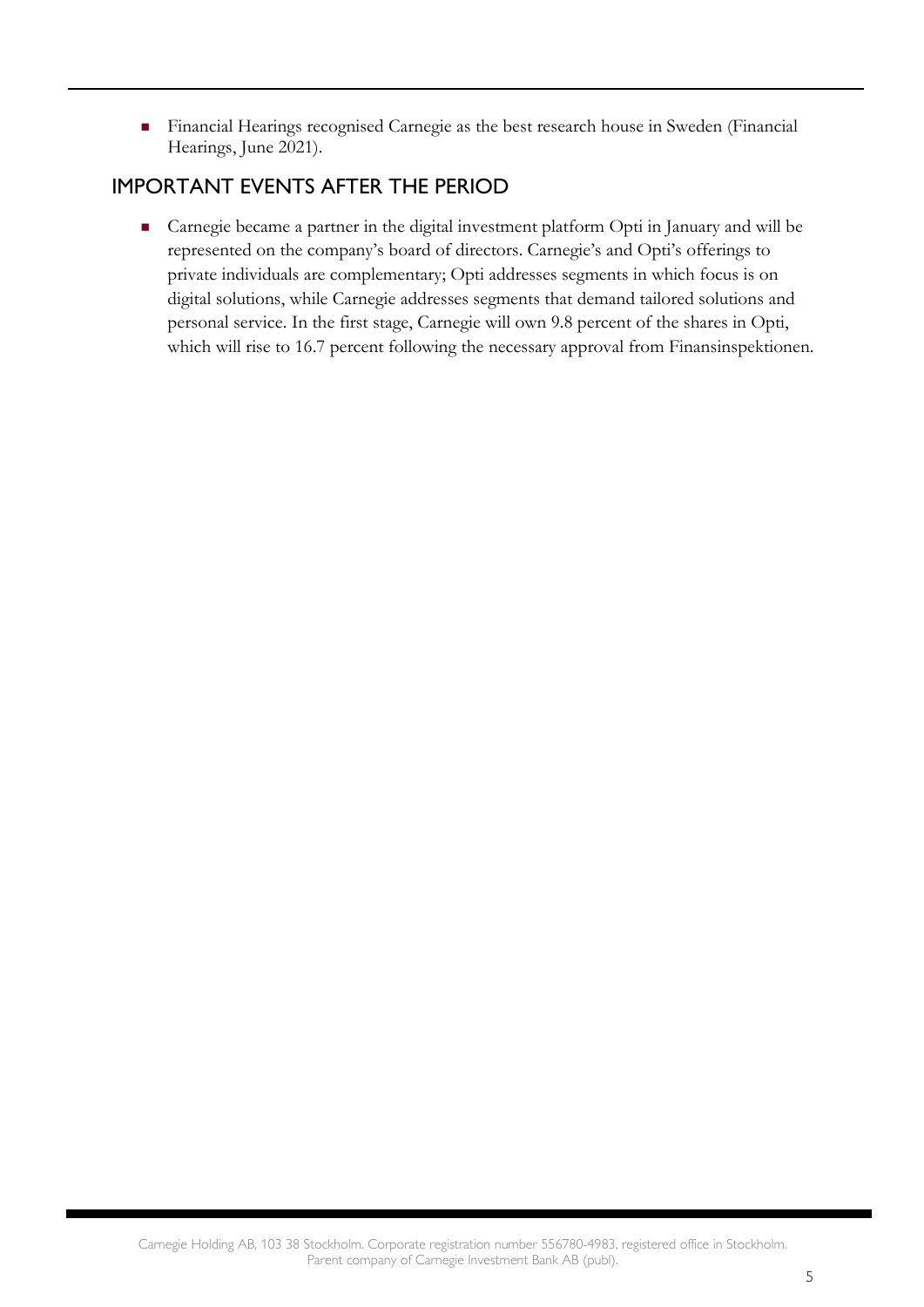- Financial Hearings recognised Carnegie as the best research house in Sweden (Financial Hearings, June 2021).

## IMPORTANT EVENTS AFTER THE PERIOD

- Carnegie became a partner in the digital investment platform Opti in January and will be represented on the company's board of directors. Carnegie's and Opti's offerings to private individuals are complementary; Opti addresses segments in which focus is on digital solutions, while Carnegie addresses segments that demand tailored solutions and personal service. In the first stage, Carnegie will own 9.8 percent of the shares in Opti, which will rise to 16.7 percent following the necessary approval from Finansinspektionen.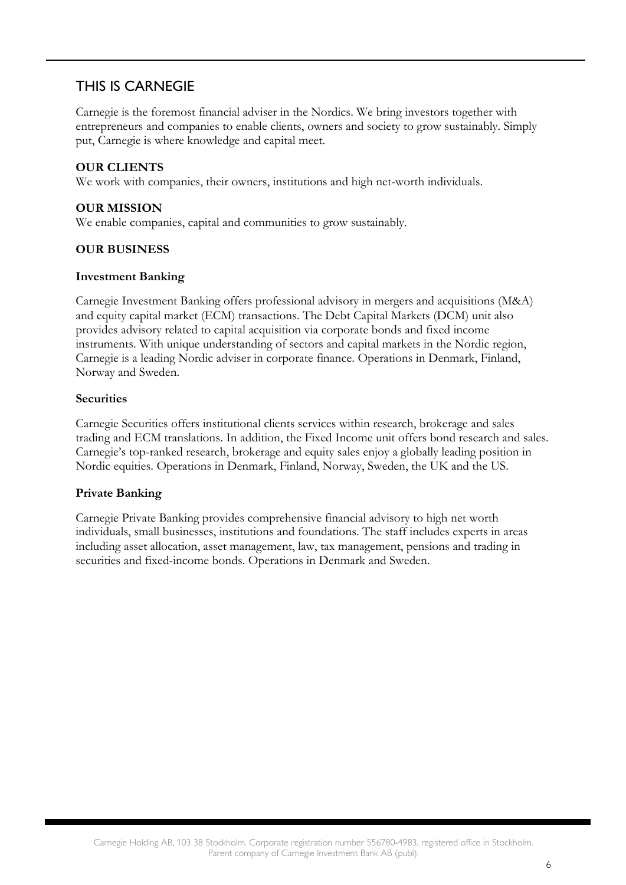# THIS IS CARNEGIE

Carnegie is the foremost financial adviser in the Nordics. We bring investors together with entrepreneurs and companies to enable clients, owners and society to grow sustainably. Simply put, Carnegie is where knowledge and capital meet.

**OUR CLIENTS**
We work with companies, their owners, institutions and high net-worth individuals.

**OUR MISSION**
We enable companies, capital and communities to grow sustainably.

**OUR BUSINESS**

**Investment Banking**

Carnegie Investment Banking offers professional advisory in mergers and acquisitions (M&A) and equity capital market (ECM) transactions. The Debt Capital Markets (DCM) unit also provides advisory related to capital acquisition via corporate bonds and fixed income instruments. With unique understanding of sectors and capital markets in the Nordic region, Carnegie is a leading Nordic adviser in corporate finance. Operations in Denmark, Finland, Norway and Sweden.

**Securities**

Carnegie Securities offers institutional clients services within research, brokerage and sales trading and ECM translations. In addition, the Fixed Income unit offers bond research and sales. Carnegie's top-ranked research, brokerage and equity sales enjoy a globally leading position in Nordic equities. Operations in Denmark, Finland, Norway, Sweden, the UK and the US.

**Private Banking**

Carnegie Private Banking provides comprehensive financial advisory to high net worth individuals, small businesses, institutions and foundations. The staff includes experts in areas including asset allocation, asset management, law, tax management, pensions and trading in securities and fixed-income bonds. Operations in Denmark and Sweden.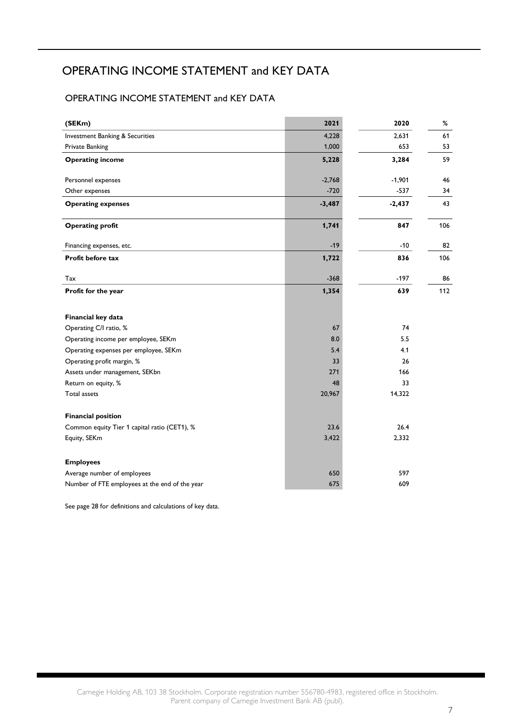# OPERATING INCOME STATEMENT and KEY DATA

## OPERATING INCOME STATEMENT and KEY DATA

| (SEKm) | 2021 | 2020 | % |
|---|---|---|---|
| Investment Banking & Securities | 4,228 | 2,631 | 61 |
| Private Banking | 1,000 | 653 | 53 |
| **Operating income** | **5,228** | **3,284** | 59 |
| Personnel expenses | -2,768 | -1,901 | 46 |
| Other expenses | -720 | -537 | 34 |
| **Operating expenses** | **-3,487** | **-2,437** | 43 |
| **Operating profit** | **1,741** | **847** | 106 |
| Financing expenses, etc. | -19 | -10 | 82 |
| **Profit before tax** | **1,722** | **836** | 106 |
| Tax | -368 | -197 | 86 |
| **Profit for the year** | **1,354** | **639** | 112 |
| **Financial key data** | | | |
| Operating C/I ratio, % | 67 | 74 | |
| Operating income per employee, SEKm | 8.0 | 5.5 | |
| Operating expenses per employee, SEKm | 5.4 | 4.1 | |
| Operating profit margin, % | 33 | 26 | |
| Assets under management, SEKbn | 271 | 166 | |
| Return on equity, % | 48 | 33 | |
| Total assets | 20,967 | 14,322 | |
| **Financial position** | | | |
| Common equity Tier 1 capital ratio (CET1), % | 23.6 | 26.4 | |
| Equity, SEKm | 3,422 | 2,332 | |
| **Employees** | | | |
| Average number of employees | 650 | 597 | |
| Number of FTE employees at the end of the year | 675 | 609 | |

See page 28 for definitions and calculations of key data.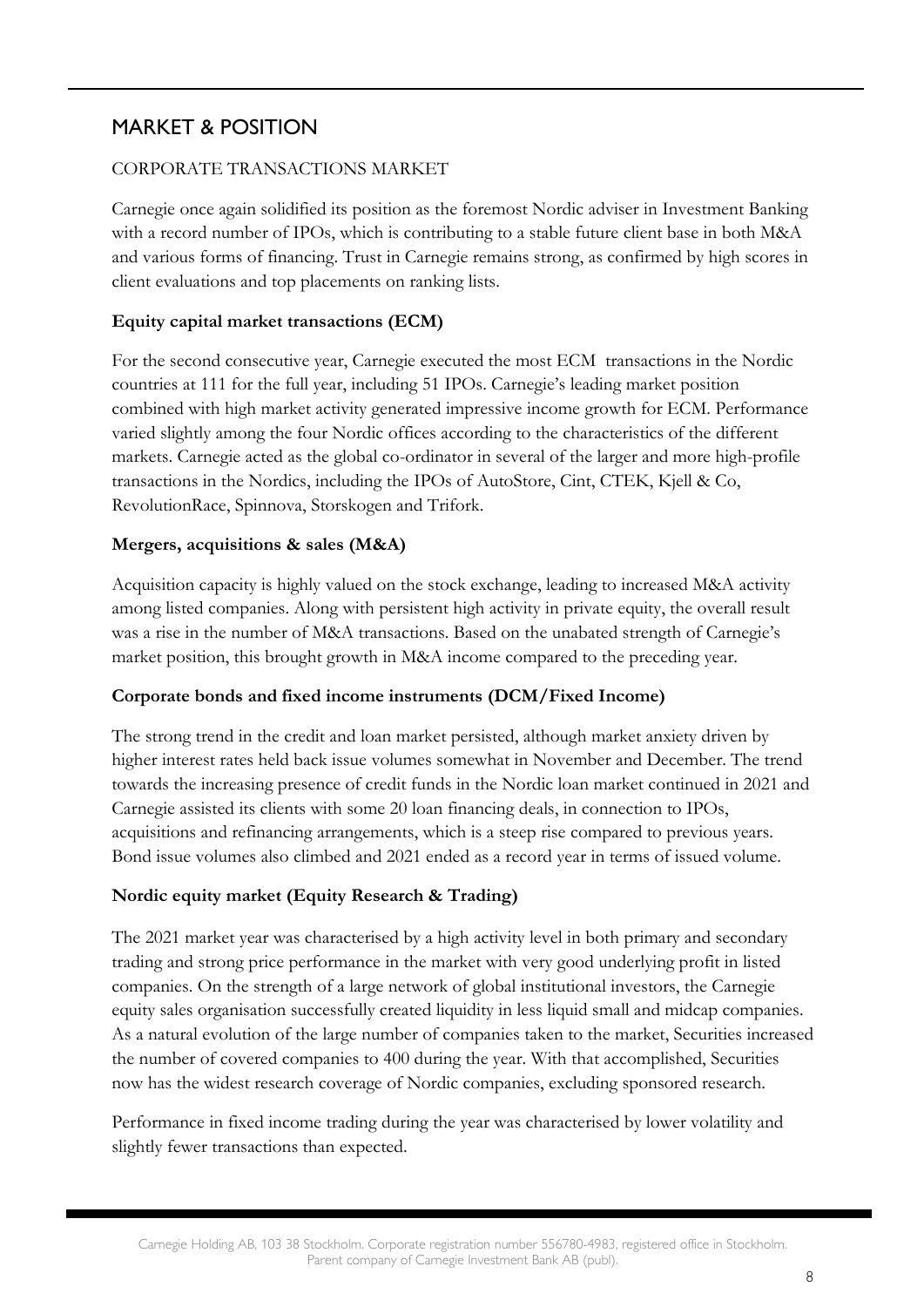## MARKET & POSITION

### CORPORATE TRANSACTIONS MARKET

Carnegie once again solidified its position as the foremost Nordic adviser in Investment Banking with a record number of IPOs, which is contributing to a stable future client base in both M&A and various forms of financing. Trust in Carnegie remains strong, as confirmed by high scores in client evaluations and top placements on ranking lists.

**Equity capital market transactions (ECM)**

For the second consecutive year, Carnegie executed the most ECM transactions in the Nordic countries at 111 for the full year, including 51 IPOs. Carnegie's leading market position combined with high market activity generated impressive income growth for ECM. Performance varied slightly among the four Nordic offices according to the characteristics of the different markets. Carnegie acted as the global co-ordinator in several of the larger and more high-profile transactions in the Nordics, including the IPOs of AutoStore, Cint, CTEK, Kjell & Co, RevolutionRace, Spinnova, Storskogen and Trifork.

**Mergers, acquisitions & sales (M&A)**

Acquisition capacity is highly valued on the stock exchange, leading to increased M&A activity among listed companies. Along with persistent high activity in private equity, the overall result was a rise in the number of M&A transactions. Based on the unabated strength of Carnegie's market position, this brought growth in M&A income compared to the preceding year.

**Corporate bonds and fixed income instruments (DCM/Fixed Income)**

The strong trend in the credit and loan market persisted, although market anxiety driven by higher interest rates held back issue volumes somewhat in November and December. The trend towards the increasing presence of credit funds in the Nordic loan market continued in 2021 and Carnegie assisted its clients with some 20 loan financing deals, in connection to IPOs, acquisitions and refinancing arrangements, which is a steep rise compared to previous years. Bond issue volumes also climbed and 2021 ended as a record year in terms of issued volume.

**Nordic equity market (Equity Research & Trading)**

The 2021 market year was characterised by a high activity level in both primary and secondary trading and strong price performance in the market with very good underlying profit in listed companies. On the strength of a large network of global institutional investors, the Carnegie equity sales organisation successfully created liquidity in less liquid small and midcap companies. As a natural evolution of the large number of companies taken to the market, Securities increased the number of covered companies to 400 during the year. With that accomplished, Securities now has the widest research coverage of Nordic companies, excluding sponsored research.

Performance in fixed income trading during the year was characterised by lower volatility and slightly fewer transactions than expected.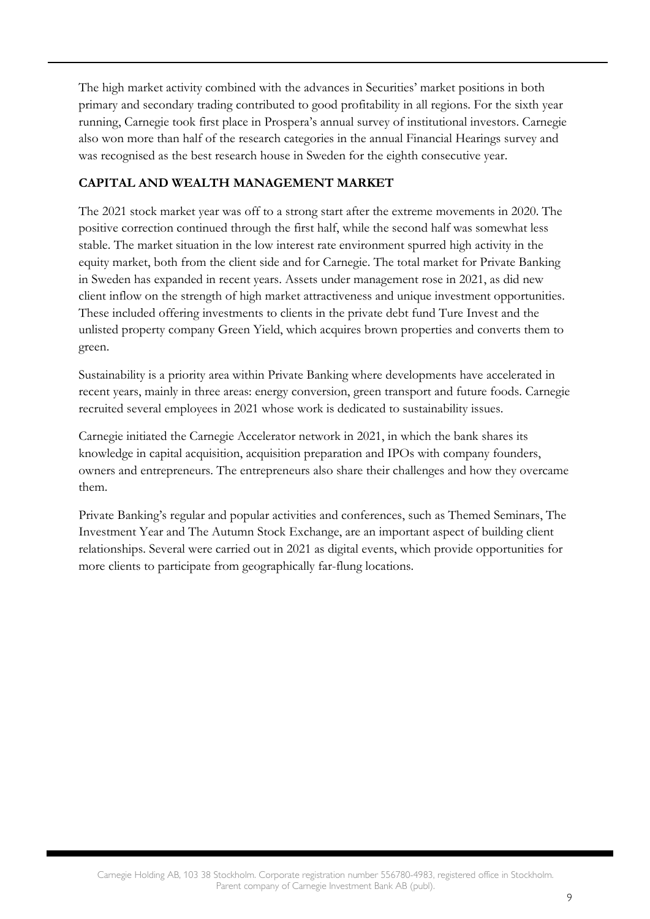The high market activity combined with the advances in Securities' market positions in both primary and secondary trading contributed to good profitability in all regions. For the sixth year running, Carnegie took first place in Prospera's annual survey of institutional investors. Carnegie also won more than half of the research categories in the annual Financial Hearings survey and was recognised as the best research house in Sweden for the eighth consecutive year.

## CAPITAL AND WEALTH MANAGEMENT MARKET

The 2021 stock market year was off to a strong start after the extreme movements in 2020. The positive correction continued through the first half, while the second half was somewhat less stable. The market situation in the low interest rate environment spurred high activity in the equity market, both from the client side and for Carnegie. The total market for Private Banking in Sweden has expanded in recent years. Assets under management rose in 2021, as did new client inflow on the strength of high market attractiveness and unique investment opportunities. These included offering investments to clients in the private debt fund Ture Invest and the unlisted property company Green Yield, which acquires brown properties and converts them to green.

Sustainability is a priority area within Private Banking where developments have accelerated in recent years, mainly in three areas: energy conversion, green transport and future foods. Carnegie recruited several employees in 2021 whose work is dedicated to sustainability issues.

Carnegie initiated the Carnegie Accelerator network in 2021, in which the bank shares its knowledge in capital acquisition, acquisition preparation and IPOs with company founders, owners and entrepreneurs. The entrepreneurs also share their challenges and how they overcame them.

Private Banking's regular and popular activities and conferences, such as Themed Seminars, The Investment Year and The Autumn Stock Exchange, are an important aspect of building client relationships. Several were carried out in 2021 as digital events, which provide opportunities for more clients to participate from geographically far-flung locations.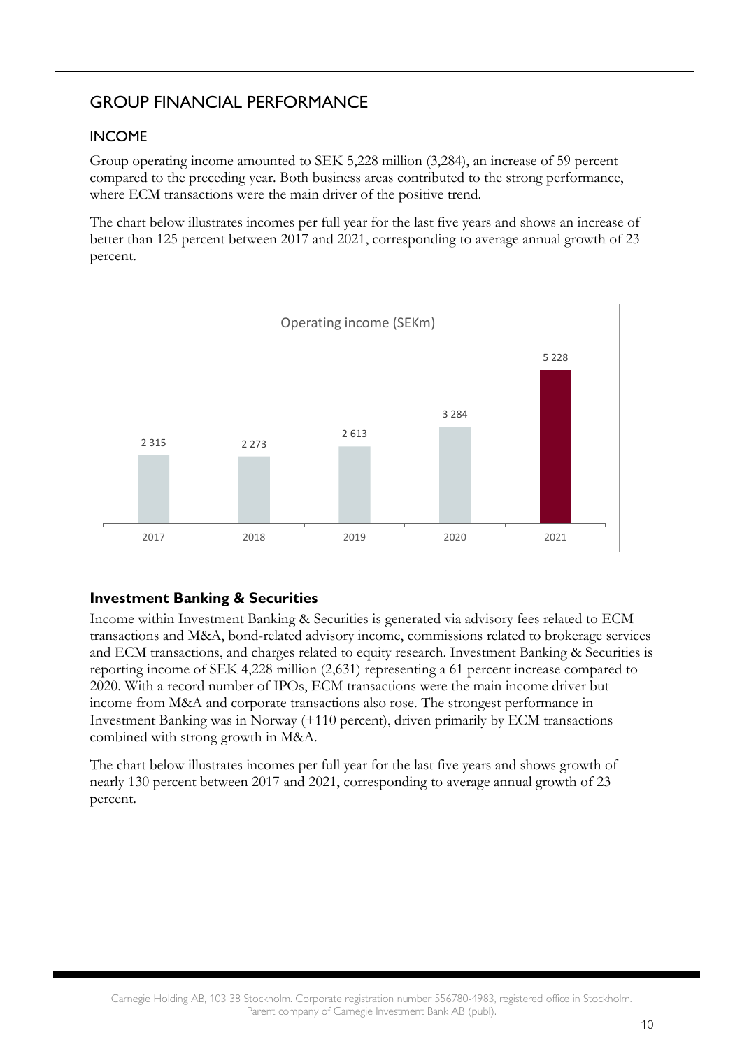# GROUP FINANCIAL PERFORMANCE

## INCOME

Group operating income amounted to SEK 5,228 million (3,284), an increase of 59 percent compared to the preceding year. Both business areas contributed to the strong performance, where ECM transactions were the main driver of the positive trend.

The chart below illustrates incomes per full year for the last five years and shows an increase of better than 125 percent between 2017 and 2021, corresponding to average annual growth of 23 percent.

Operating income (SEKm)

| 2017 | 2018 | 2019 | 2020 | 2021 |
|---|---|---|---|---|
| 2 315 | 2 273 | 2 613 | 3 284 | 5 228 |

### Investment Banking & Securities

Income within Investment Banking & Securities is generated via advisory fees related to ECM transactions and M&A, bond-related advisory income, commissions related to brokerage services and ECM transactions, and charges related to equity research. Investment Banking & Securities is reporting income of SEK 4,228 million (2,631) representing a 61 percent increase compared to 2020. With a record number of IPOs, ECM transactions were the main income driver but income from M&A and corporate transactions also rose. The strongest performance in Investment Banking was in Norway (+110 percent), driven primarily by ECM transactions combined with strong growth in M&A.

The chart below illustrates incomes per full year for the last five years and shows growth of nearly 130 percent between 2017 and 2021, corresponding to average annual growth of 23 percent.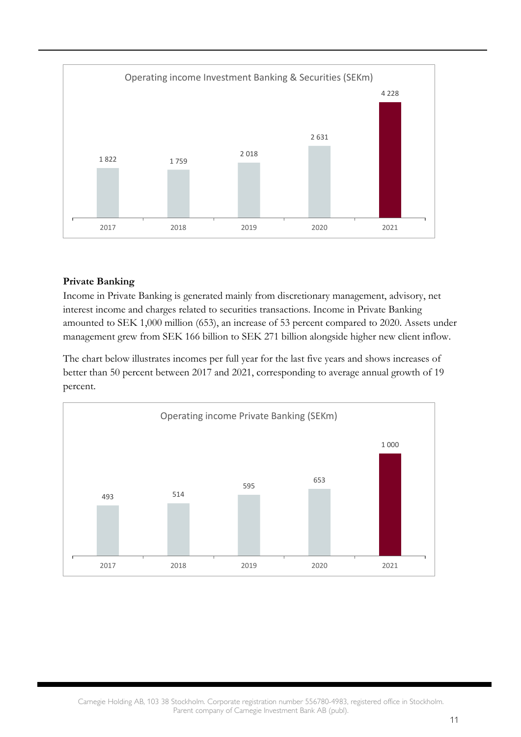Operating income Investment Banking & Securities (SEKm)

| 2017 | 2018 | 2019 | 2020 | 2021 |
|---|---|---|---|---|
| 1 822 | 1 759 | 2 018 | 2 631 | 4 228 |

**Private Banking**

Income in Private Banking is generated mainly from discretionary management, advisory, net interest income and charges related to securities transactions. Income in Private Banking amounted to SEK 1,000 million (653), an increase of 53 percent compared to 2020. Assets under management grew from SEK 166 billion to SEK 271 billion alongside higher new client inflow.

The chart below illustrates incomes per full year for the last five years and shows increases of better than 50 percent between 2017 and 2021, corresponding to average annual growth of 19 percent.

Operating income Private Banking (SEKm)

| 2017 | 2018 | 2019 | 2020 | 2021 |
|---|---|---|---|---|
| 493 | 514 | 595 | 653 | 1 000 |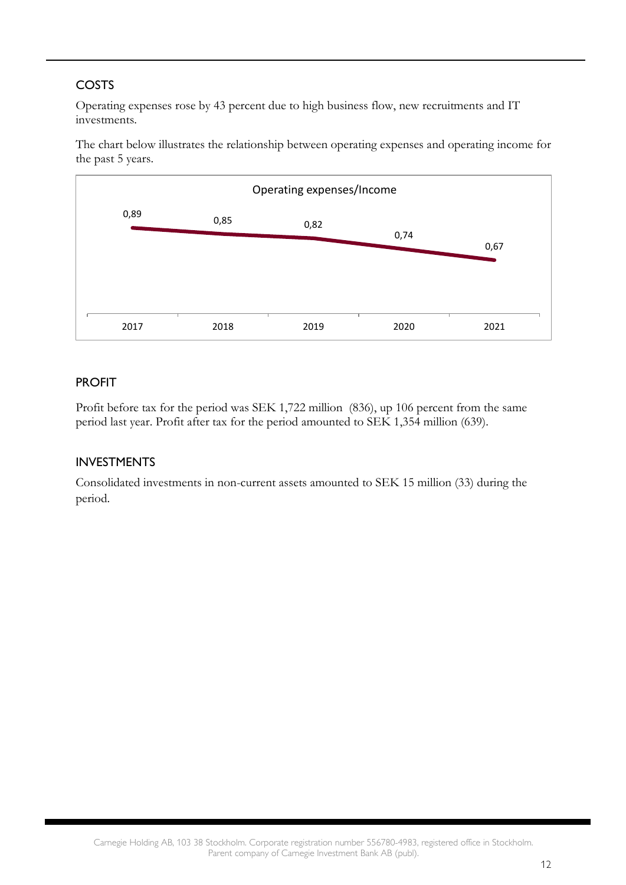## COSTS

Operating expenses rose by 43 percent due to high business flow, new recruitments and IT investments.

The chart below illustrates the relationship between operating expenses and operating income for the past 5 years.

Operating expenses/Income

| 2017 | 2018 | 2019 | 2020 | 2021 |
|---|---|---|---|---|
| 0,89 | 0,85 | 0,82 | 0,74 | 0,67 |

## PROFIT

Profit before tax for the period was SEK 1,722 million (836), up 106 percent from the same period last year. Profit after tax for the period amounted to SEK 1,354 million (639).

## INVESTMENTS

Consolidated investments in non-current assets amounted to SEK 15 million (33) during the period.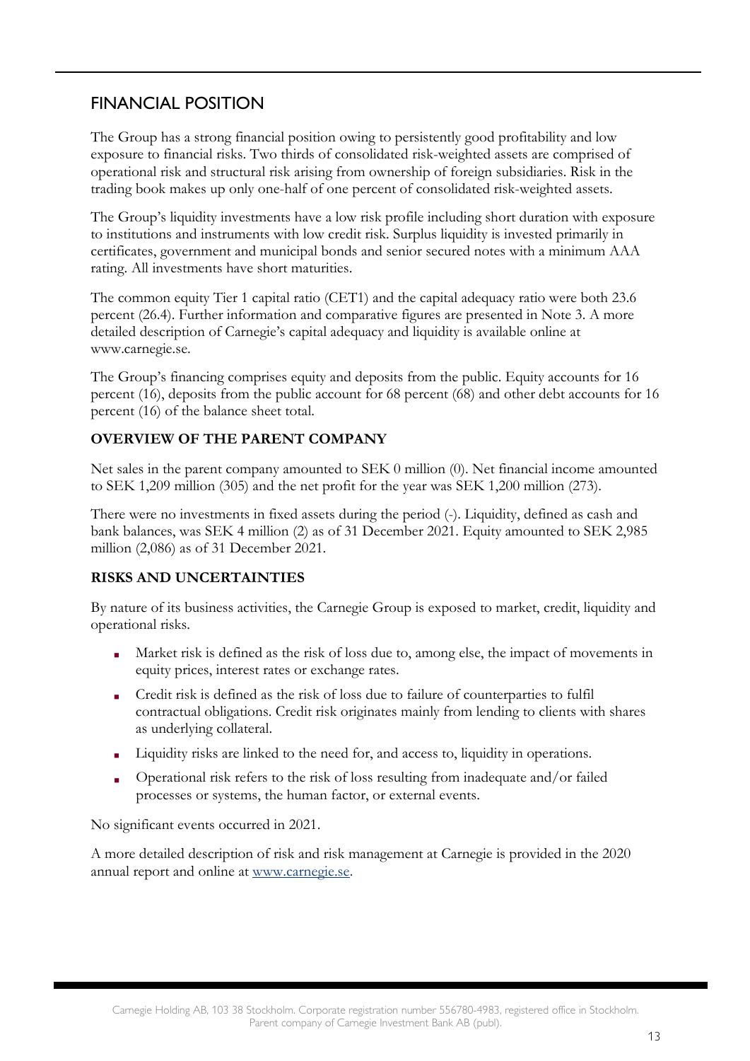## FINANCIAL POSITION

The Group has a strong financial position owing to persistently good profitability and low exposure to financial risks. Two thirds of consolidated risk-weighted assets are comprised of operational risk and structural risk arising from ownership of foreign subsidiaries. Risk in the trading book makes up only one-half of one percent of consolidated risk-weighted assets.

The Group's liquidity investments have a low risk profile including short duration with exposure to institutions and instruments with low credit risk. Surplus liquidity is invested primarily in certificates, government and municipal bonds and senior secured notes with a minimum AAA rating. All investments have short maturities.

The common equity Tier 1 capital ratio (CET1) and the capital adequacy ratio were both 23.6 percent (26.4). Further information and comparative figures are presented in Note 3. A more detailed description of Carnegie's capital adequacy and liquidity is available online at www.carnegie.se.

The Group's financing comprises equity and deposits from the public. Equity accounts for 16 percent (16), deposits from the public account for 68 percent (68) and other debt accounts for 16 percent (16) of the balance sheet total.

### OVERVIEW OF THE PARENT COMPANY

Net sales in the parent company amounted to SEK 0 million (0). Net financial income amounted to SEK 1,209 million (305) and the net profit for the year was SEK 1,200 million (273).

There were no investments in fixed assets during the period (-). Liquidity, defined as cash and bank balances, was SEK 4 million (2) as of 31 December 2021. Equity amounted to SEK 2,985 million (2,086) as of 31 December 2021.

### RISKS AND UNCERTAINTIES

By nature of its business activities, the Carnegie Group is exposed to market, credit, liquidity and operational risks.

- Market risk is defined as the risk of loss due to, among else, the impact of movements in equity prices, interest rates or exchange rates.
- Credit risk is defined as the risk of loss due to failure of counterparties to fulfil contractual obligations. Credit risk originates mainly from lending to clients with shares as underlying collateral.
- Liquidity risks are linked to the need for, and access to, liquidity in operations.
- Operational risk refers to the risk of loss resulting from inadequate and/or failed processes or systems, the human factor, or external events.

No significant events occurred in 2021.

A more detailed description of risk and risk management at Carnegie is provided in the 2020 annual report and online at www.carnegie.se.

Carnegie Holding AB, 103 38 Stockholm. Corporate registration number 556780-4983, registered office in Stockholm. Parent company of Carnegie Investment Bank AB (publ).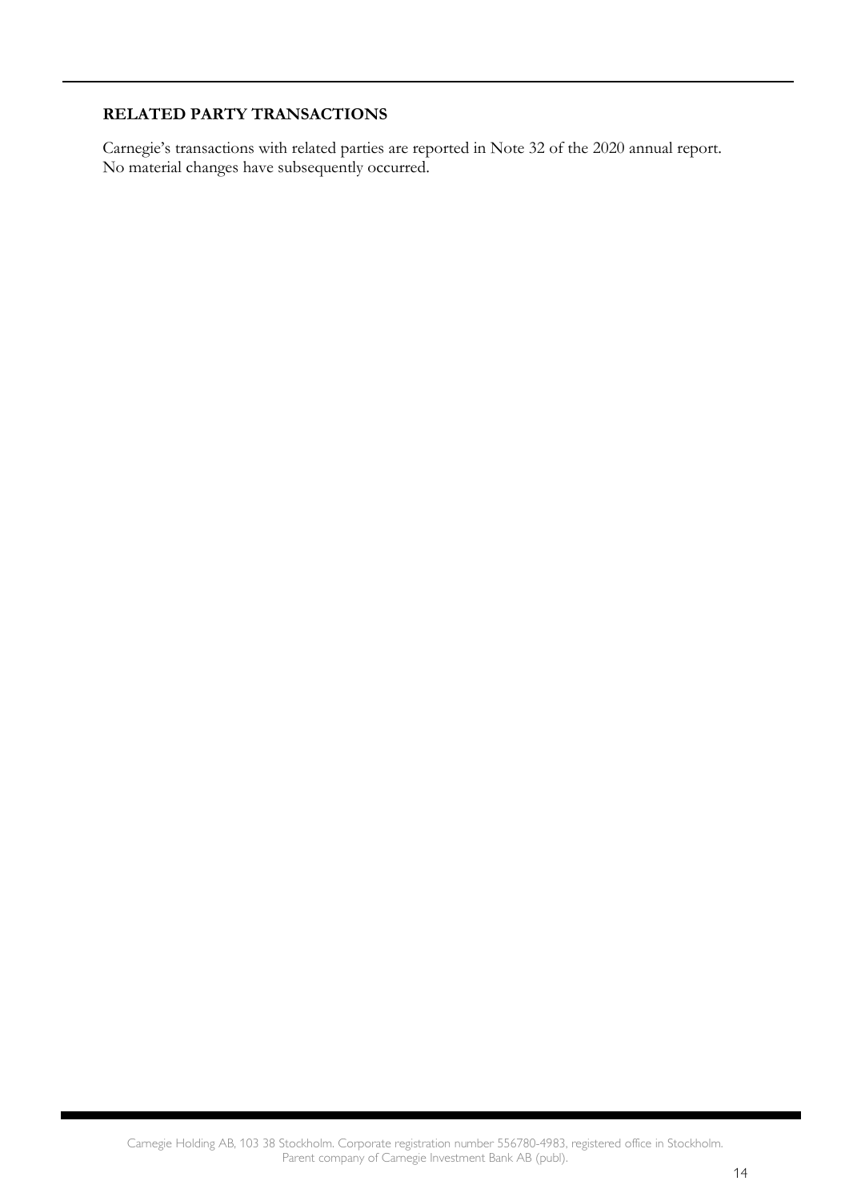## RELATED PARTY TRANSACTIONS

Carnegie's transactions with related parties are reported in Note 32 of the 2020 annual report. No material changes have subsequently occurred.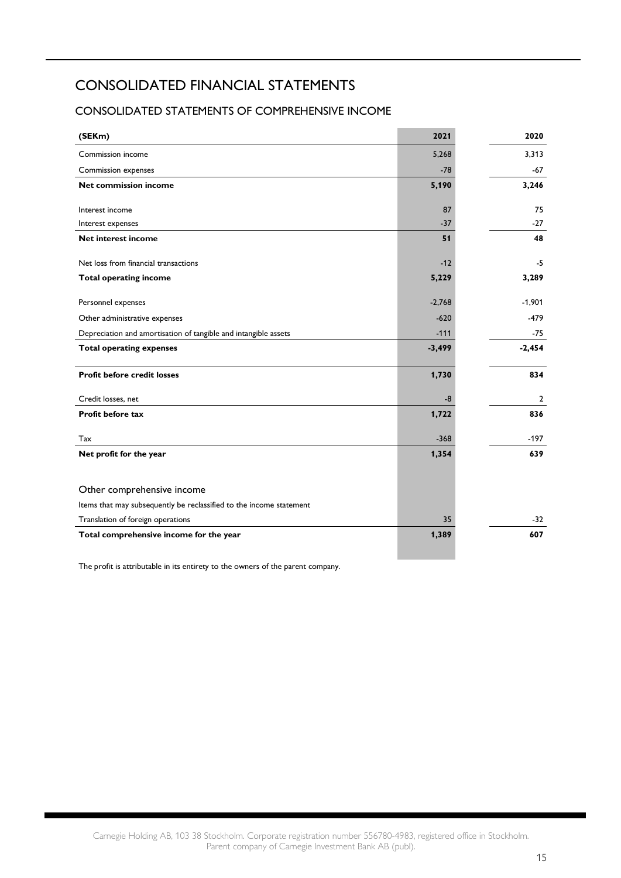# CONSOLIDATED FINANCIAL STATEMENTS

## CONSOLIDATED STATEMENTS OF COMPREHENSIVE INCOME

| (SEKm) | 2021 | 2020 |
|---|---|---|
| Commission income | 5,268 | 3,313 |
| Commission expenses | -78 | -67 |
| **Net commission income** | **5,190** | **3,246** |
| Interest income | 87 | 75 |
| Interest expenses | -37 | -27 |
| **Net interest income** | **51** | **48** |
| Net loss from financial transactions | -12 | -5 |
| **Total operating income** | **5,229** | **3,289** |
| Personnel expenses | -2,768 | -1,901 |
| Other administrative expenses | -620 | -479 |
| Depreciation and amortisation of tangible and intangible assets | -111 | -75 |
| **Total operating expenses** | **-3,499** | **-2,454** |
| **Profit before credit losses** | **1,730** | **834** |
| Credit losses, net | -8 | 2 |
| **Profit before tax** | **1,722** | **836** |
| Tax | -368 | -197 |
| **Net profit for the year** | **1,354** | **639** |
| Other comprehensive income | | |
| Items that may subsequently be reclassified to the income statement | | |
| Translation of foreign operations | 35 | -32 |
| **Total comprehensive income for the year** | **1,389** | **607** |

The profit is attributable in its entirety to the owners of the parent company.

Carnegie Holding AB, 103 38 Stockholm. Corporate registration number 556780-4983, registered office in Stockholm.
Parent company of Carnegie Investment Bank AB (publ).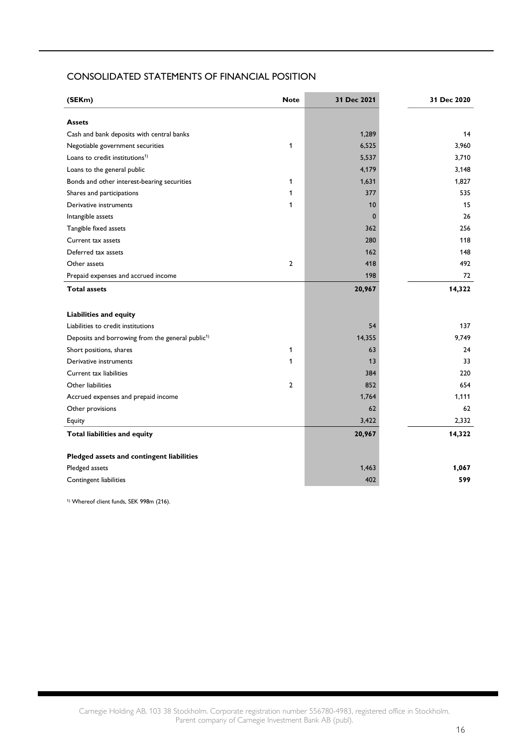# CONSOLIDATED STATEMENTS OF FINANCIAL POSITION

| (SEKm) | Note | 31 Dec 2021 | 31 Dec 2020 |
|---|---|---|---|
| **Assets** | | | |
| Cash and bank deposits with central banks | | 1,289 | 14 |
| Negotiable government securities | 1 | 6,525 | 3,960 |
| Loans to credit institutions[1)] | | 5,537 | 3,710 |
| Loans to the general public | | 4,179 | 3,148 |
| Bonds and other interest-bearing securities | 1 | 1,631 | 1,827 |
| Shares and participations | 1 | 377 | 535 |
| Derivative instruments | 1 | 10 | 15 |
| Intangible assets | | 0 | 26 |
| Tangible fixed assets | | 362 | 256 |
| Current tax assets | | 280 | 118 |
| Deferred tax assets | | 162 | 148 |
| Other assets | 2 | 418 | 492 |
| Prepaid expenses and accrued income | | 198 | 72 |
| **Total assets** | | **20,967** | **14,322** |
| | | | |
| **Liabilities and equity** | | | |
| Liabilities to credit institutions | | 54 | 137 |
| Deposits and borrowing from the general public[1)] | | 14,355 | 9,749 |
| Short positions, shares | 1 | 63 | 24 |
| Derivative instruments | 1 | 13 | 33 |
| Current tax liabilities | | 384 | 220 |
| Other liabilities | 2 | 852 | 654 |
| Accrued expenses and prepaid income | | 1,764 | 1,111 |
| Other provisions | | 62 | 62 |
| Equity | | 3,422 | 2,332 |
| **Total liabilities and equity** | | **20,967** | **14,322** |
| | | | |
| **Pledged assets and contingent liabilities** | | | |
| Pledged assets | | 1,463 | **1,067** |
| Contingent liabilities | | 402 | **599** |

[1)] Whereof client funds, SEK 998m (216).

Carnegie Holding AB, 103 38 Stockholm. Corporate registration number 556780-4983, registered office in Stockholm. Parent company of Carnegie Investment Bank AB (publ).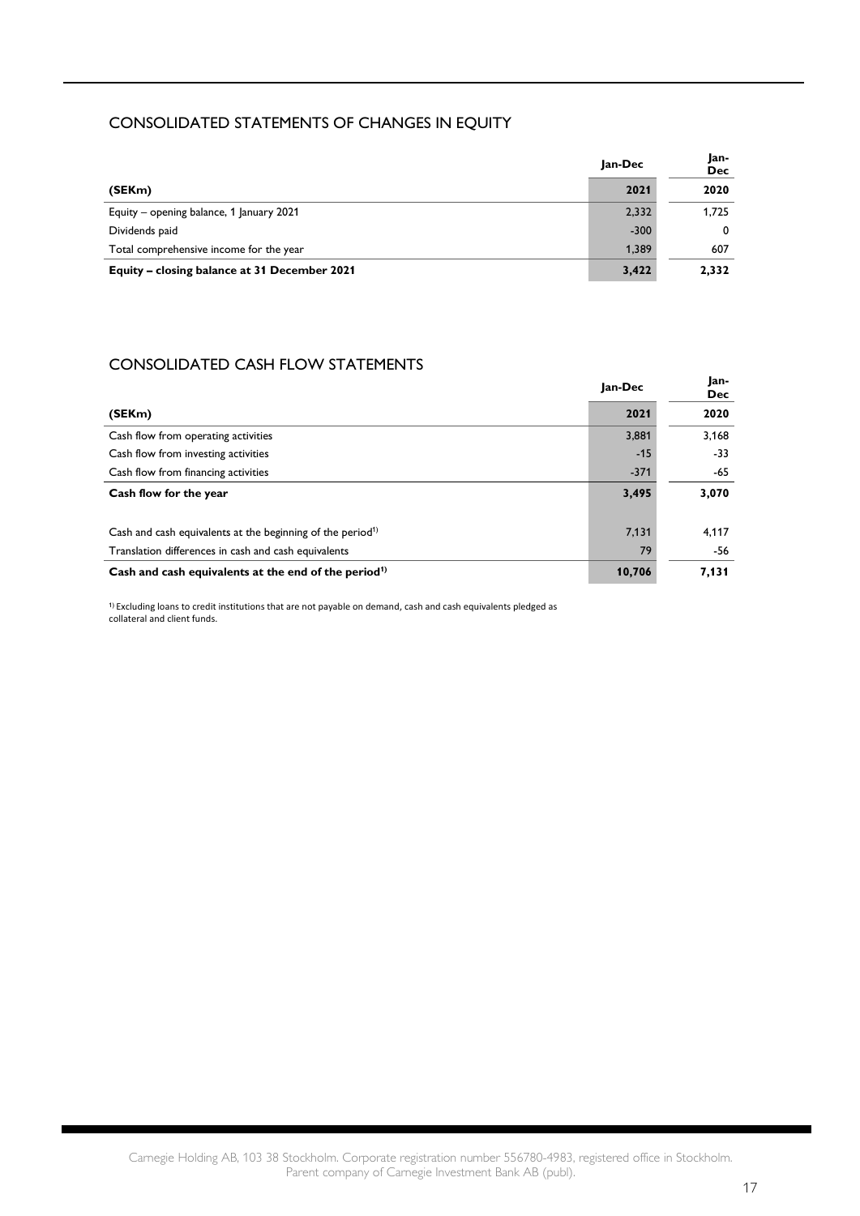## CONSOLIDATED STATEMENTS OF CHANGES IN EQUITY

| (SEKm) | Jan-Dec 2021 | Jan-Dec 2020 |
|---|---|---|
| Equity – opening balance, 1 January 2021 | 2,332 | 1,725 |
| Dividends paid | -300 | 0 |
| Total comprehensive income for the year | 1,389 | 607 |
| **Equity – closing balance at 31 December 2021** | **3,422** | **2,332** |

## CONSOLIDATED CASH FLOW STATEMENTS

| (SEKm) | Jan-Dec 2021 | Jan-Dec 2020 |
|---|---|---|
| Cash flow from operating activities | 3,881 | 3,168 |
| Cash flow from investing activities | -15 | -33 |
| Cash flow from financing activities | -371 | -65 |
| **Cash flow for the year** | **3,495** | **3,070** |
| | | |
| Cash and cash equivalents at the beginning of the period[1] | 7,131 | 4,117 |
| Translation differences in cash and cash equivalents | 79 | -56 |
| **Cash and cash equivalents at the end of the period[1]** | **10,706** | **7,131** |

[1] Excluding loans to credit institutions that are not payable on demand, cash and cash equivalents pledged as collateral and client funds.

Carnegie Holding AB, 103 38 Stockholm. Corporate registration number 556780-4983, registered office in Stockholm. Parent company of Carnegie Investment Bank AB (publ).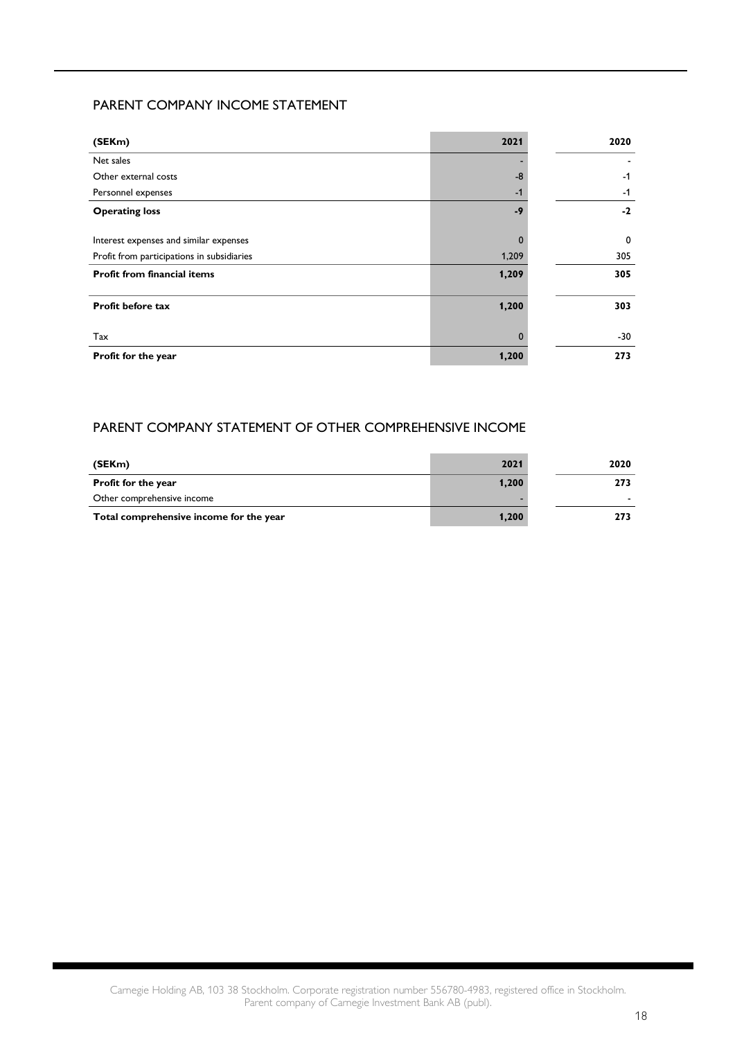## PARENT COMPANY INCOME STATEMENT

| (SEKm) | 2021 | 2020 |
|---|---|---|
| Net sales | - | - |
| Other external costs | -8 | -1 |
| Personnel expenses | -1 | -1 |
| **Operating loss** | **-9** | **-2** |
| | | |
| Interest expenses and similar expenses | 0 | 0 |
| Profit from participations in subsidiaries | 1,209 | 305 |
| **Profit from financial items** | **1,209** | **305** |
| | | |
| **Profit before tax** | **1,200** | **303** |
| | | |
| Tax | 0 | -30 |
| **Profit for the year** | **1,200** | **273** |

## PARENT COMPANY STATEMENT OF OTHER COMPREHENSIVE INCOME

| (SEKm) | 2021 | 2020 |
|---|---|---|
| **Profit for the year** | **1,200** | **273** |
| Other comprehensive income | - | - |
| **Total comprehensive income for the year** | **1,200** | **273** |

Carnegie Holding AB, 103 38 Stockholm. Corporate registration number 556780-4983, registered office in Stockholm.
Parent company of Carnegie Investment Bank AB (publ).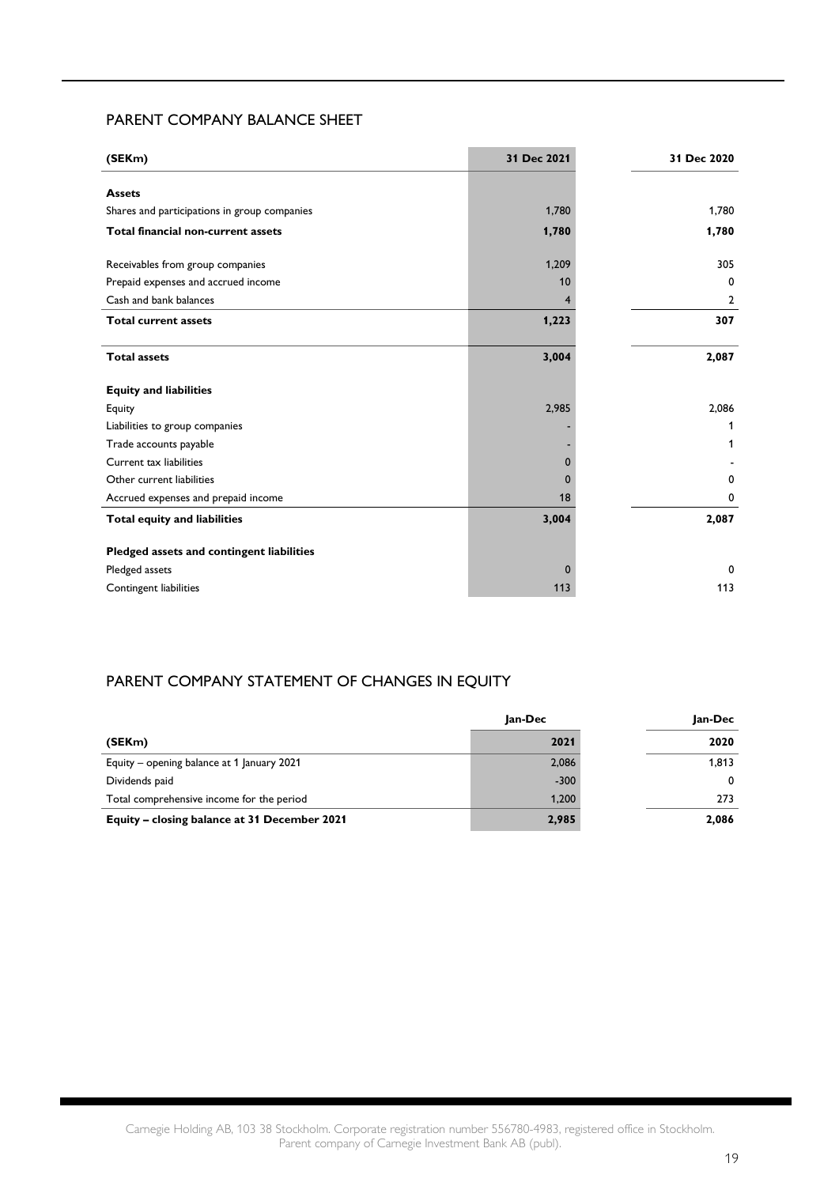## PARENT COMPANY BALANCE SHEET

| (SEKm) | 31 Dec 2021 | 31 Dec 2020 |
|---|---|---|
| **Assets** | | |
| Shares and participations in group companies | 1,780 | 1,780 |
| **Total financial non-current assets** | **1,780** | **1,780** |
| Receivables from group companies | 1,209 | 305 |
| Prepaid expenses and accrued income | 10 | 0 |
| Cash and bank balances | 4 | 2 |
| **Total current assets** | **1,223** | **307** |
| **Total assets** | **3,004** | **2,087** |
| **Equity and liabilities** | | |
| Equity | 2,985 | 2,086 |
| Liabilities to group companies | - | 1 |
| Trade accounts payable | - | 1 |
| Current tax liabilities | 0 | - |
| Other current liabilities | 0 | 0 |
| Accrued expenses and prepaid income | 18 | 0 |
| **Total equity and liabilities** | **3,004** | **2,087** |
| **Pledged assets and contingent liabilities** | | |
| Pledged assets | 0 | 0 |
| Contingent liabilities | 113 | 113 |

## PARENT COMPANY STATEMENT OF CHANGES IN EQUITY

| | Jan-Dec | Jan-Dec |
|---|---|---|
| (SEKm) | 2021 | 2020 |
| Equity – opening balance at 1 January 2021 | 2,086 | 1,813 |
| Dividends paid | -300 | 0 |
| Total comprehensive income for the period | 1,200 | 273 |
| **Equity – closing balance at 31 December 2021** | **2,985** | **2,086** |

Carnegie Holding AB, 103 38 Stockholm. Corporate registration number 556780-4983, registered office in Stockholm.
Parent company of Carnegie Investment Bank AB (publ).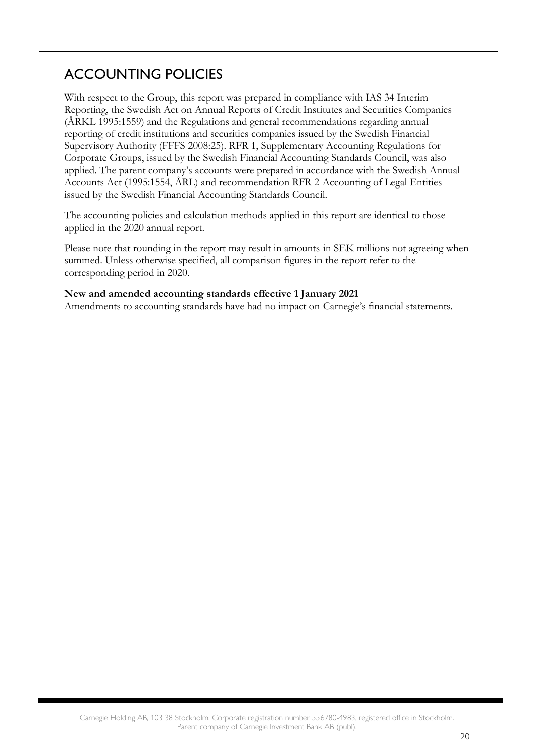## ACCOUNTING POLICIES

With respect to the Group, this report was prepared in compliance with IAS 34 Interim Reporting, the Swedish Act on Annual Reports of Credit Institutes and Securities Companies (ÅRKL 1995:1559) and the Regulations and general recommendations regarding annual reporting of credit institutions and securities companies issued by the Swedish Financial Supervisory Authority (FFFS 2008:25). RFR 1, Supplementary Accounting Regulations for Corporate Groups, issued by the Swedish Financial Accounting Standards Council, was also applied. The parent company's accounts were prepared in accordance with the Swedish Annual Accounts Act (1995:1554, ÅRL) and recommendation RFR 2 Accounting of Legal Entities issued by the Swedish Financial Accounting Standards Council.

The accounting policies and calculation methods applied in this report are identical to those applied in the 2020 annual report.

Please note that rounding in the report may result in amounts in SEK millions not agreeing when summed. Unless otherwise specified, all comparison figures in the report refer to the corresponding period in 2020.

**New and amended accounting standards effective 1 January 2021**
Amendments to accounting standards have had no impact on Carnegie's financial statements.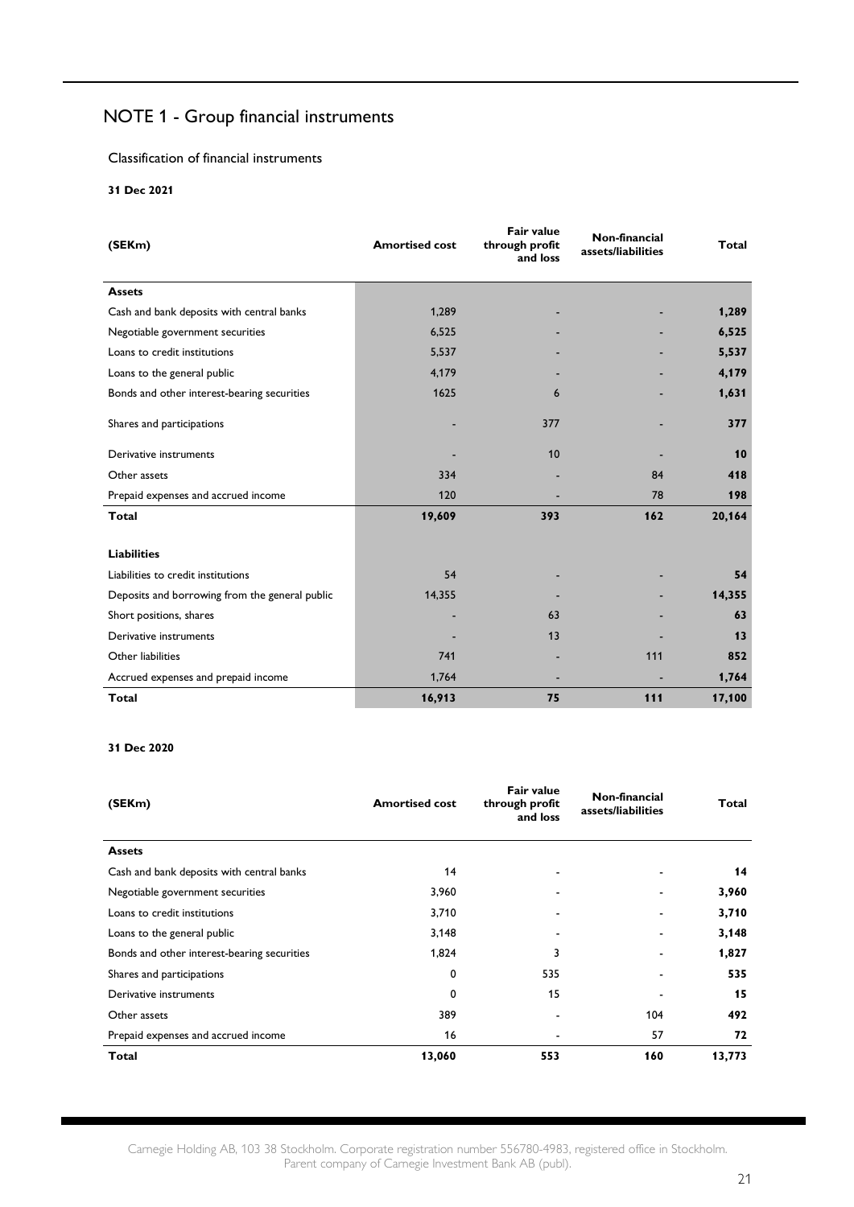# NOTE 1 - Group financial instruments

Classification of financial instruments

**31 Dec 2021**

| (SEKm) | Amortised cost | Fair value through profit and loss | Non-financial assets/liabilities | Total |
|---|---|---|---|---|
| **Assets** | | | | |
| Cash and bank deposits with central banks | 1,289 | - | - | **1,289** |
| Negotiable government securities | 6,525 | - | - | **6,525** |
| Loans to credit institutions | 5,537 | - | - | **5,537** |
| Loans to the general public | 4,179 | - | - | **4,179** |
| Bonds and other interest-bearing securities | 1625 | 6 | - | **1,631** |
| Shares and participations | - | 377 | - | **377** |
| Derivative instruments | - | 10 | - | **10** |
| Other assets | 334 | - | 84 | **418** |
| Prepaid expenses and accrued income | 120 | - | 78 | **198** |
| **Total** | **19,609** | **393** | **162** | **20,164** |
| **Liabilities** | | | | |
| Liabilities to credit institutions | 54 | - | - | **54** |
| Deposits and borrowing from the general public | 14,355 | - | - | **14,355** |
| Short positions, shares | - | 63 | - | **63** |
| Derivative instruments | - | 13 | - | **13** |
| Other liabilities | 741 | - | 111 | **852** |
| Accrued expenses and prepaid income | 1,764 | - | - | **1,764** |
| **Total** | **16,913** | **75** | **111** | **17,100** |

**31 Dec 2020**

| (SEKm) | Amortised cost | Fair value through profit and loss | Non-financial assets/liabilities | Total |
|---|---|---|---|---|
| **Assets** | | | | |
| Cash and bank deposits with central banks | 14 | - | - | **14** |
| Negotiable government securities | 3,960 | - | - | **3,960** |
| Loans to credit institutions | 3,710 | - | - | **3,710** |
| Loans to the general public | 3,148 | - | - | **3,148** |
| Bonds and other interest-bearing securities | 1,824 | 3 | - | **1,827** |
| Shares and participations | 0 | 535 | - | **535** |
| Derivative instruments | 0 | 15 | - | **15** |
| Other assets | 389 | - | 104 | **492** |
| Prepaid expenses and accrued income | 16 | - | 57 | **72** |
| **Total** | **13,060** | **553** | **160** | **13,773** |

Carnegie Holding AB, 103 38 Stockholm. Corporate registration number 556780-4983, registered office in Stockholm. Parent company of Carnegie Investment Bank AB (publ).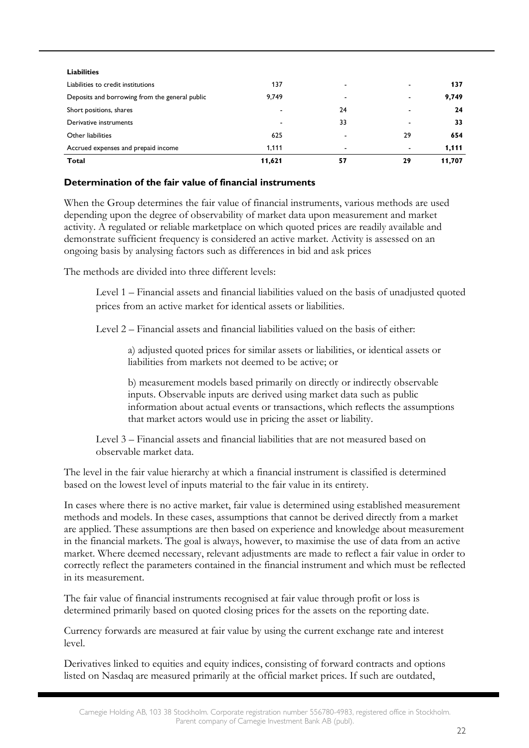| Liabilities | | | | |
|---|---|---|---|---|
| Liabilities to credit institutions | 137 | - | - | **137** |
| Deposits and borrowing from the general public | 9,749 | - | - | **9,749** |
| Short positions, shares | - | 24 | - | **24** |
| Derivative instruments | - | 33 | - | **33** |
| Other liabilities | 625 | - | 29 | **654** |
| Accrued expenses and prepaid income | 1,111 | - | - | **1,111** |
| **Total** | **11,621** | **57** | **29** | **11,707** |

### Determination of the fair value of financial instruments

When the Group determines the fair value of financial instruments, various methods are used depending upon the degree of observability of market data upon measurement and market activity. A regulated or reliable marketplace on which quoted prices are readily available and demonstrate sufficient frequency is considered an active market. Activity is assessed on an ongoing basis by analysing factors such as differences in bid and ask prices

The methods are divided into three different levels:

Level 1 – Financial assets and financial liabilities valued on the basis of unadjusted quoted prices from an active market for identical assets or liabilities.

Level 2 – Financial assets and financial liabilities valued on the basis of either:

a) adjusted quoted prices for similar assets or liabilities, or identical assets or liabilities from markets not deemed to be active; or

b) measurement models based primarily on directly or indirectly observable inputs. Observable inputs are derived using market data such as public information about actual events or transactions, which reflects the assumptions that market actors would use in pricing the asset or liability.

Level 3 – Financial assets and financial liabilities that are not measured based on observable market data.

The level in the fair value hierarchy at which a financial instrument is classified is determined based on the lowest level of inputs material to the fair value in its entirety.

In cases where there is no active market, fair value is determined using established measurement methods and models. In these cases, assumptions that cannot be derived directly from a market are applied. These assumptions are then based on experience and knowledge about measurement in the financial markets. The goal is always, however, to maximise the use of data from an active market. Where deemed necessary, relevant adjustments are made to reflect a fair value in order to correctly reflect the parameters contained in the financial instrument and which must be reflected in its measurement.

The fair value of financial instruments recognised at fair value through profit or loss is determined primarily based on quoted closing prices for the assets on the reporting date.

Currency forwards are measured at fair value by using the current exchange rate and interest level.

Derivatives linked to equities and equity indices, consisting of forward contracts and options listed on Nasdaq are measured primarily at the official market prices. If such are outdated,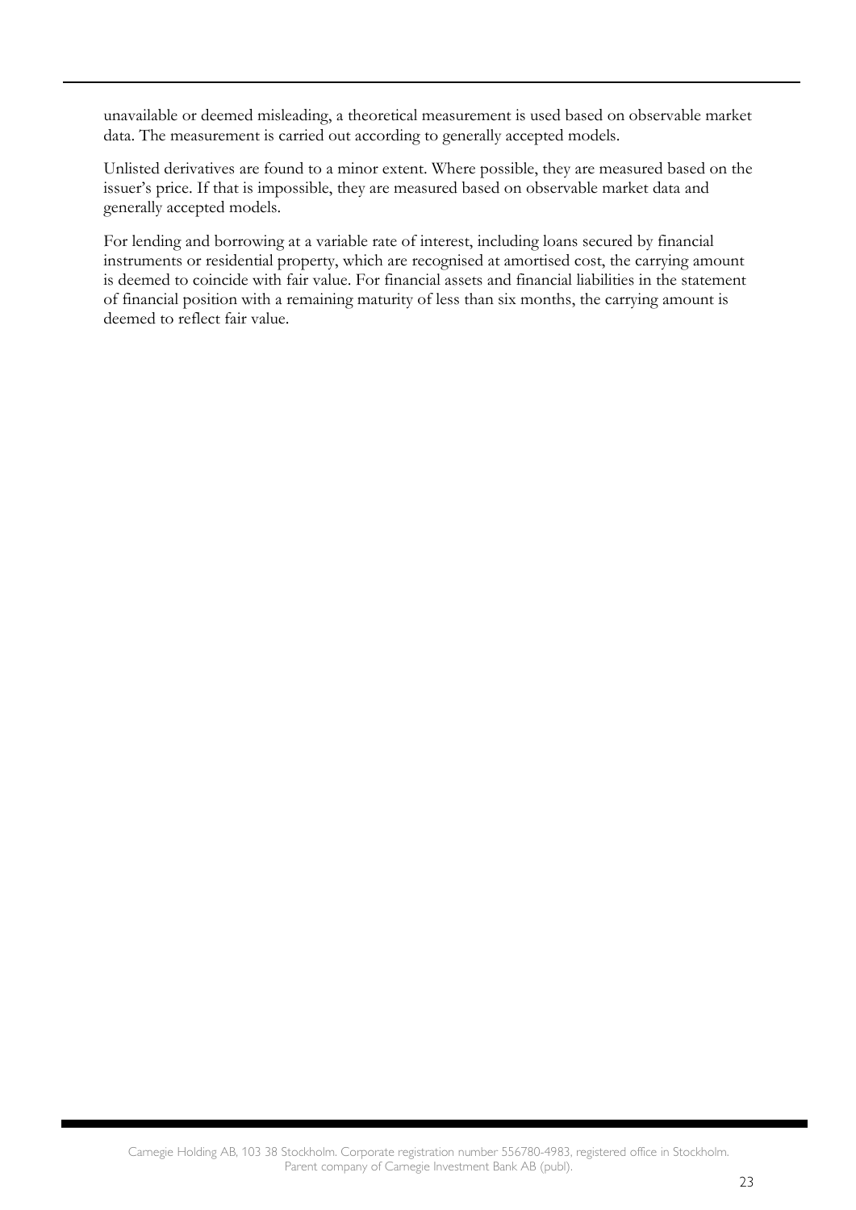unavailable or deemed misleading, a theoretical measurement is used based on observable market data. The measurement is carried out according to generally accepted models.

Unlisted derivatives are found to a minor extent. Where possible, they are measured based on the issuer's price. If that is impossible, they are measured based on observable market data and generally accepted models.

For lending and borrowing at a variable rate of interest, including loans secured by financial instruments or residential property, which are recognised at amortised cost, the carrying amount is deemed to coincide with fair value. For financial assets and financial liabilities in the statement of financial position with a remaining maturity of less than six months, the carrying amount is deemed to reflect fair value.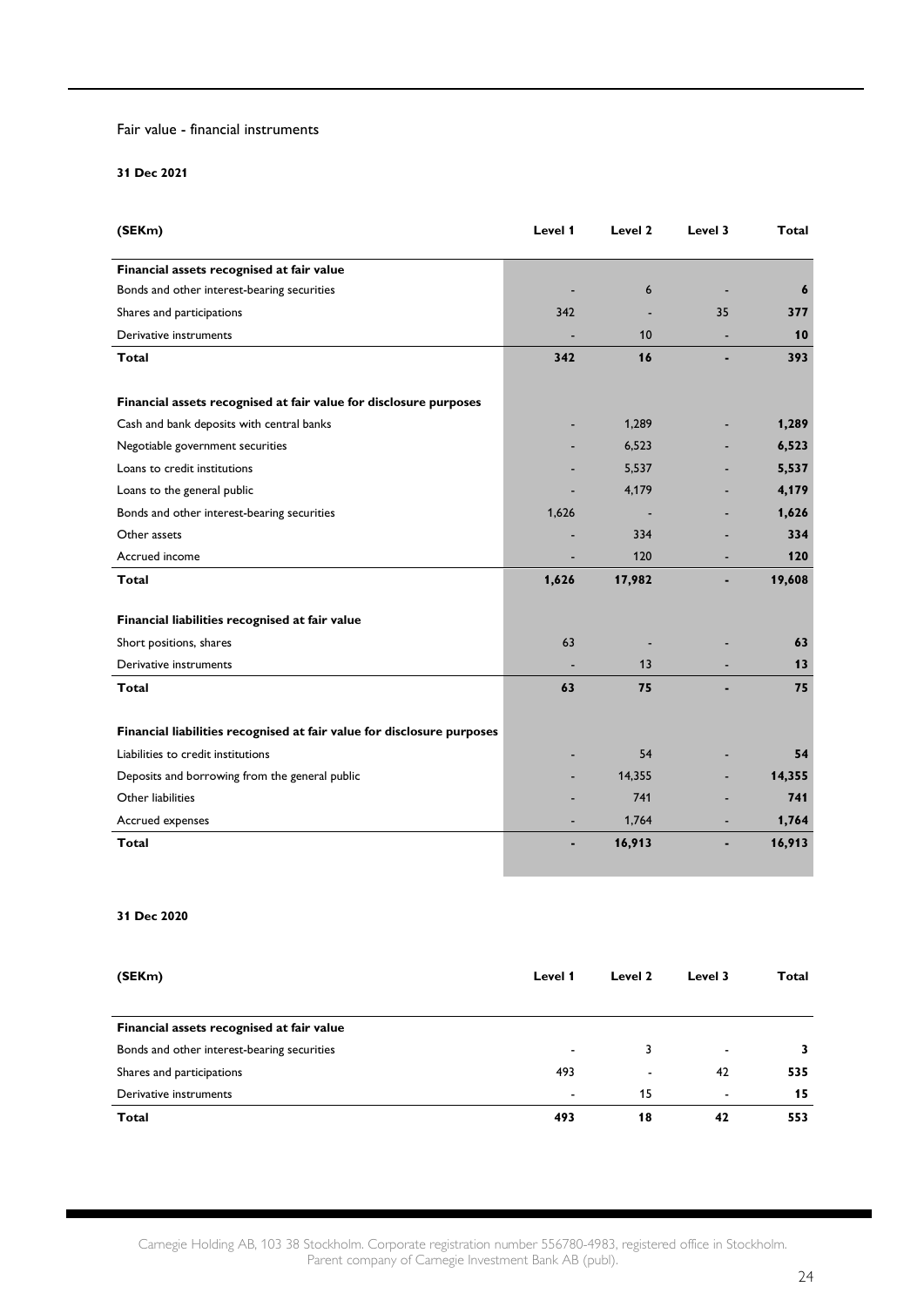Fair value - financial instruments

**31 Dec 2021**

| (SEKm) | Level 1 | Level 2 | Level 3 | Total |
|---|---|---|---|---|
| **Financial assets recognised at fair value** | | | | |
| Bonds and other interest-bearing securities | - | 6 | - | **6** |
| Shares and participations | 342 | - | 35 | **377** |
| Derivative instruments | - | 10 | - | **10** |
| **Total** | **342** | **16** | **-** | **393** |
| | | | | |
| **Financial assets recognised at fair value for disclosure purposes** | | | | |
| Cash and bank deposits with central banks | - | 1,289 | - | **1,289** |
| Negotiable government securities | - | 6,523 | - | **6,523** |
| Loans to credit institutions | - | 5,537 | - | **5,537** |
| Loans to the general public | - | 4,179 | - | **4,179** |
| Bonds and other interest-bearing securities | 1,626 | - | - | **1,626** |
| Other assets | - | 334 | - | **334** |
| Accrued income | - | 120 | - | **120** |
| **Total** | **1,626** | **17,982** | **-** | **19,608** |
| | | | | |
| **Financial liabilities recognised at fair value** | | | | |
| Short positions, shares | 63 | - | - | **63** |
| Derivative instruments | - | 13 | - | **13** |
| **Total** | **63** | **75** | **-** | **75** |
| | | | | |
| **Financial liabilities recognised at fair value for disclosure purposes** | | | | |
| Liabilities to credit institutions | - | 54 | - | **54** |
| Deposits and borrowing from the general public | - | 14,355 | - | **14,355** |
| Other liabilities | - | 741 | - | **741** |
| Accrued expenses | - | 1,764 | - | **1,764** |
| **Total** | **-** | **16,913** | **-** | **16,913** |

**31 Dec 2020**

| (SEKm) | Level 1 | Level 2 | Level 3 | Total |
|---|---|---|---|---|
| **Financial assets recognised at fair value** | | | | |
| Bonds and other interest-bearing securities | - | 3 | - | **3** |
| Shares and participations | 493 | - | 42 | **535** |
| Derivative instruments | - | 15 | - | **15** |
| **Total** | **493** | **18** | **42** | **553** |

Carnegie Holding AB, 103 38 Stockholm. Corporate registration number 556780-4983, registered office in Stockholm. Parent company of Carnegie Investment Bank AB (publ).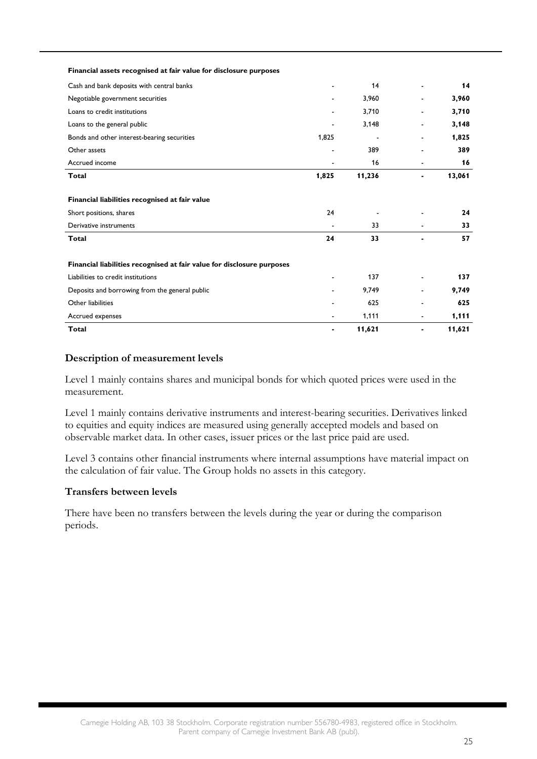| Financial assets recognised at fair value for disclosure purposes | | | | |
|---|---|---|---|---|
| Cash and bank deposits with central banks | - | 14 | - | **14** |
| Negotiable government securities | - | 3,960 | - | **3,960** |
| Loans to credit institutions | - | 3,710 | - | **3,710** |
| Loans to the general public | - | 3,148 | - | **3,148** |
| Bonds and other interest-bearing securities | 1,825 | - | - | **1,825** |
| Other assets | - | 389 | - | **389** |
| Accrued income | - | 16 | - | **16** |
| **Total** | **1,825** | **11,236** | **-** | **13,061** |

| Financial liabilities recognised at fair value | | | | |
|---|---|---|---|---|
| Short positions, shares | 24 | - | - | **24** |
| Derivative instruments | - | 33 | - | **33** |
| **Total** | **24** | **33** | **-** | **57** |

| Financial liabilities recognised at fair value for disclosure purposes | | | | |
|---|---|---|---|---|
| Liabilities to credit institutions | - | 137 | - | **137** |
| Deposits and borrowing from the general public | - | 9,749 | - | **9,749** |
| Other liabilities | - | 625 | - | **625** |
| Accrued expenses | - | 1,111 | - | **1,111** |
| **Total** | **-** | **11,621** | **-** | **11,621** |

### Description of measurement levels

Level 1 mainly contains shares and municipal bonds for which quoted prices were used in the measurement.

Level 1 mainly contains derivative instruments and interest-bearing securities. Derivatives linked to equities and equity indices are measured using generally accepted models and based on observable market data. In other cases, issuer prices or the last price paid are used.

Level 3 contains other financial instruments where internal assumptions have material impact on the calculation of fair value. The Group holds no assets in this category.

### Transfers between levels

There have been no transfers between the levels during the year or during the comparison periods.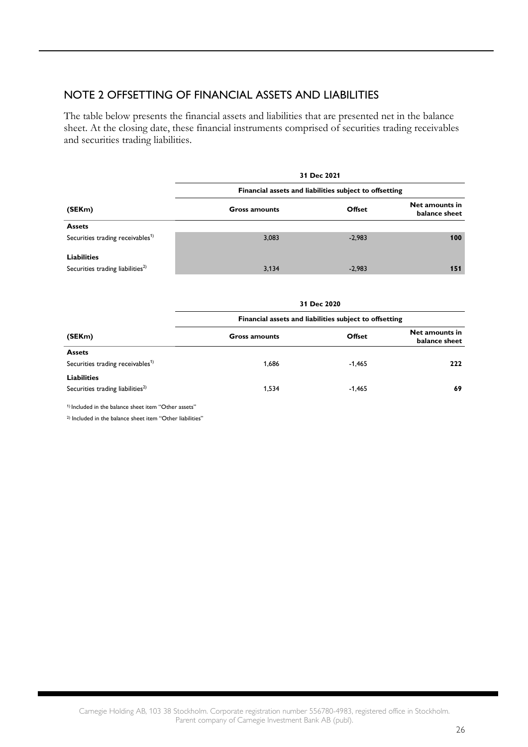## NOTE 2 OFFSETTING OF FINANCIAL ASSETS AND LIABILITIES

The table below presents the financial assets and liabilities that are presented net in the balance sheet. At the closing date, these financial instruments comprised of securities trading receivables and securities trading liabilities.

| | 31 Dec 2021 | | |
|---|---|---|---|
| | Financial assets and liabilities subject to offsetting | | |
| **(SEKm)** | **Gross amounts** | **Offset** | **Net amounts in balance sheet** |
| **Assets** | | | |
| Securities trading receivables[1] | 3,083 | -2,983 | **100** |
| **Liabilities** | | | |
| Securities trading liabilities[2] | 3,134 | -2,983 | **151** |

| | 31 Dec 2020 | | |
|---|---|---|---|
| | Financial assets and liabilities subject to offsetting | | |
| **(SEKm)** | **Gross amounts** | **Offset** | **Net amounts in balance sheet** |
| **Assets** | | | |
| Securities trading receivables[1] | 1,686 | -1,465 | **222** |
| **Liabilities** | | | |
| Securities trading liabilities[2] | 1,534 | -1,465 | **69** |

[1] Included in the balance sheet item "Other assets"

[2] Included in the balance sheet item "Other liabilities"

Carnegie Holding AB, 103 38 Stockholm. Corporate registration number 556780-4983, registered office in Stockholm. Parent company of Carnegie Investment Bank AB (publ).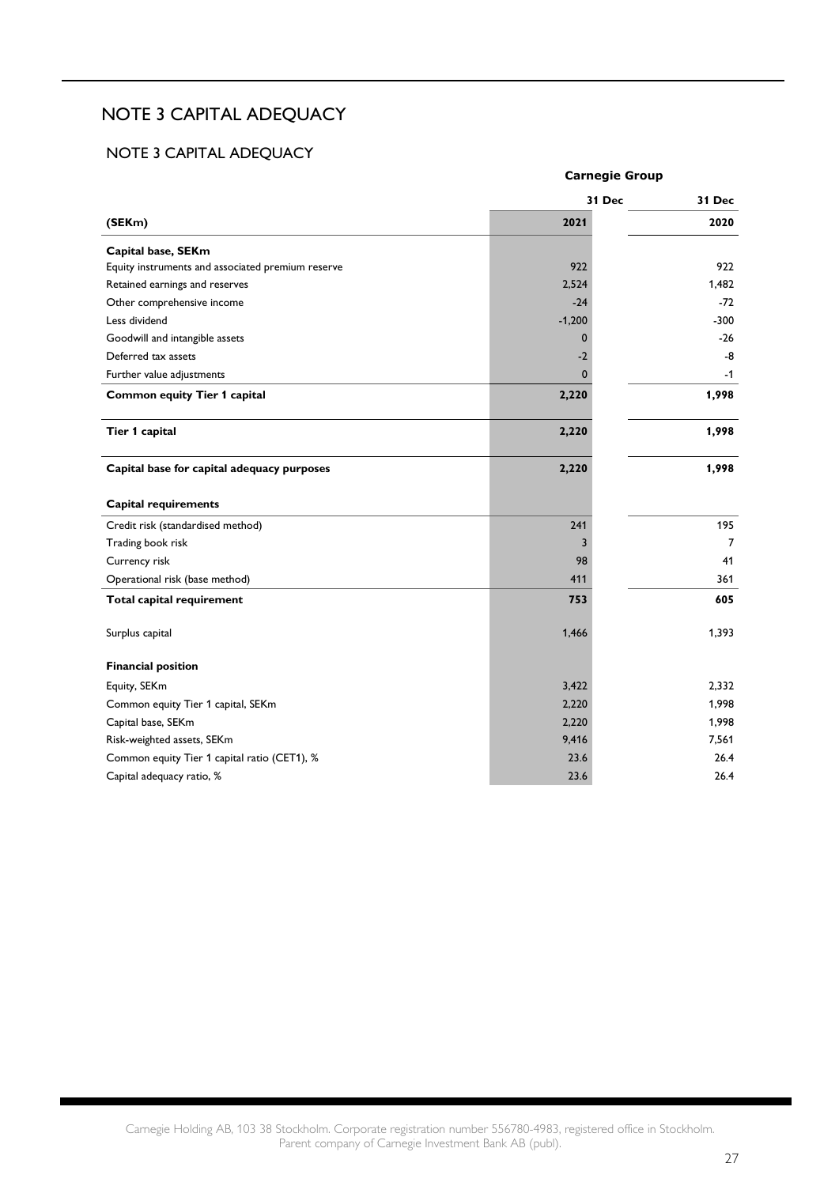# NOTE 3 CAPITAL ADEQUACY

## NOTE 3 CAPITAL ADEQUACY

| | Carnegie Group | |
|---|---|---|
| | 31 Dec | 31 Dec |
| **(SEKm)** | **2021** | **2020** |
| **Capital base, SEKm** | | |
| Equity instruments and associated premium reserve | 922 | 922 |
| Retained earnings and reserves | 2,524 | 1,482 |
| Other comprehensive income | -24 | -72 |
| Less dividend | -1,200 | -300 |
| Goodwill and intangible assets | 0 | -26 |
| Deferred tax assets | -2 | -8 |
| Further value adjustments | 0 | -1 |
| **Common equity Tier 1 capital** | **2,220** | **1,998** |
| **Tier 1 capital** | **2,220** | **1,998** |
| **Capital base for capital adequacy purposes** | **2,220** | **1,998** |
| **Capital requirements** | | |
| Credit risk (standardised method) | 241 | 195 |
| Trading book risk | 3 | 7 |
| Currency risk | 98 | 41 |
| Operational risk (base method) | 411 | 361 |
| **Total capital requirement** | **753** | **605** |
| Surplus capital | 1,466 | 1,393 |
| **Financial position** | | |
| Equity, SEKm | 3,422 | 2,332 |
| Common equity Tier 1 capital, SEKm | 2,220 | 1,998 |
| Capital base, SEKm | 2,220 | 1,998 |
| Risk-weighted assets, SEKm | 9,416 | 7,561 |
| Common equity Tier 1 capital ratio (CET1), % | 23.6 | 26.4 |
| Capital adequacy ratio, % | 23.6 | 26.4 |

Carnegie Holding AB, 103 38 Stockholm. Corporate registration number 556780-4983, registered office in Stockholm. Parent company of Carnegie Investment Bank AB (publ).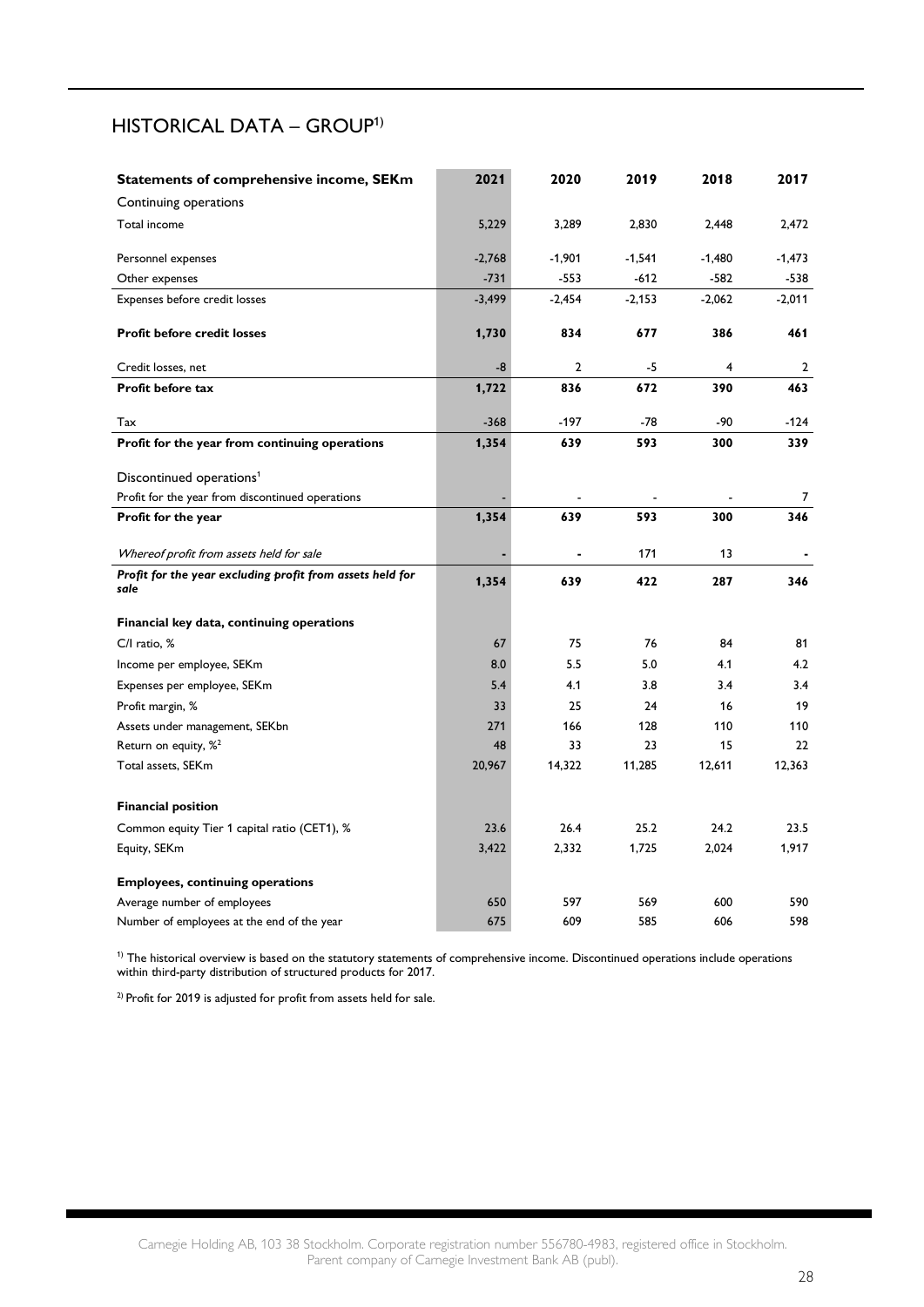## HISTORICAL DATA – GROUP[1)]

| Statements of comprehensive income, SEKm | 2021 | 2020 | 2019 | 2018 | 2017 |
|---|---|---|---|---|---|
| Continuing operations | | | | | |
| Total income | 5,229 | 3,289 | 2,830 | 2,448 | 2,472 |
| Personnel expenses | -2,768 | -1,901 | -1,541 | -1,480 | -1,473 |
| Other expenses | -731 | -553 | -612 | -582 | -538 |
| Expenses before credit losses | -3,499 | -2,454 | -2,153 | -2,062 | -2,011 |
| **Profit before credit losses** | **1,730** | **834** | **677** | **386** | **461** |
| Credit losses, net | -8 | 2 | -5 | 4 | 2 |
| **Profit before tax** | **1,722** | **836** | **672** | **390** | **463** |
| Tax | -368 | -197 | -78 | -90 | -124 |
| **Profit for the year from continuing operations** | **1,354** | **639** | **593** | **300** | **339** |
| Discontinued operations[1] | | | | | |
| Profit for the year from discontinued operations | - | - | - | - | 7 |
| **Profit for the year** | **1,354** | **639** | **593** | **300** | **346** |
| *Whereof profit from assets held for sale* | - | - | 171 | 13 | - |
| ***Profit for the year excluding profit from assets held for sale*** | **1,354** | **639** | **422** | **287** | **346** |
| **Financial key data, continuing operations** | | | | | |
| C/I ratio, % | 67 | 75 | 76 | 84 | 81 |
| Income per employee, SEKm | 8.0 | 5.5 | 5.0 | 4.1 | 4.2 |
| Expenses per employee, SEKm | 5.4 | 4.1 | 3.8 | 3.4 | 3.4 |
| Profit margin, % | 33 | 25 | 24 | 16 | 19 |
| Assets under management, SEKbn | 271 | 166 | 128 | 110 | 110 |
| Return on equity, %[2] | 48 | 33 | 23 | 15 | 22 |
| Total assets, SEKm | 20,967 | 14,322 | 11,285 | 12,611 | 12,363 |
| **Financial position** | | | | | |
| Common equity Tier 1 capital ratio (CET1), % | 23.6 | 26.4 | 25.2 | 24.2 | 23.5 |
| Equity, SEKm | 3,422 | 2,332 | 1,725 | 2,024 | 1,917 |
| **Employees, continuing operations** | | | | | |
| Average number of employees | 650 | 597 | 569 | 600 | 590 |
| Number of employees at the end of the year | 675 | 609 | 585 | 606 | 598 |

[1)] The historical overview is based on the statutory statements of comprehensive income. Discontinued operations include operations within third-party distribution of structured products for 2017.

[2)] Profit for 2019 is adjusted for profit from assets held for sale.

Carnegie Holding AB, 103 38 Stockholm. Corporate registration number 556780-4983, registered office in Stockholm. Parent company of Carnegie Investment Bank AB (publ).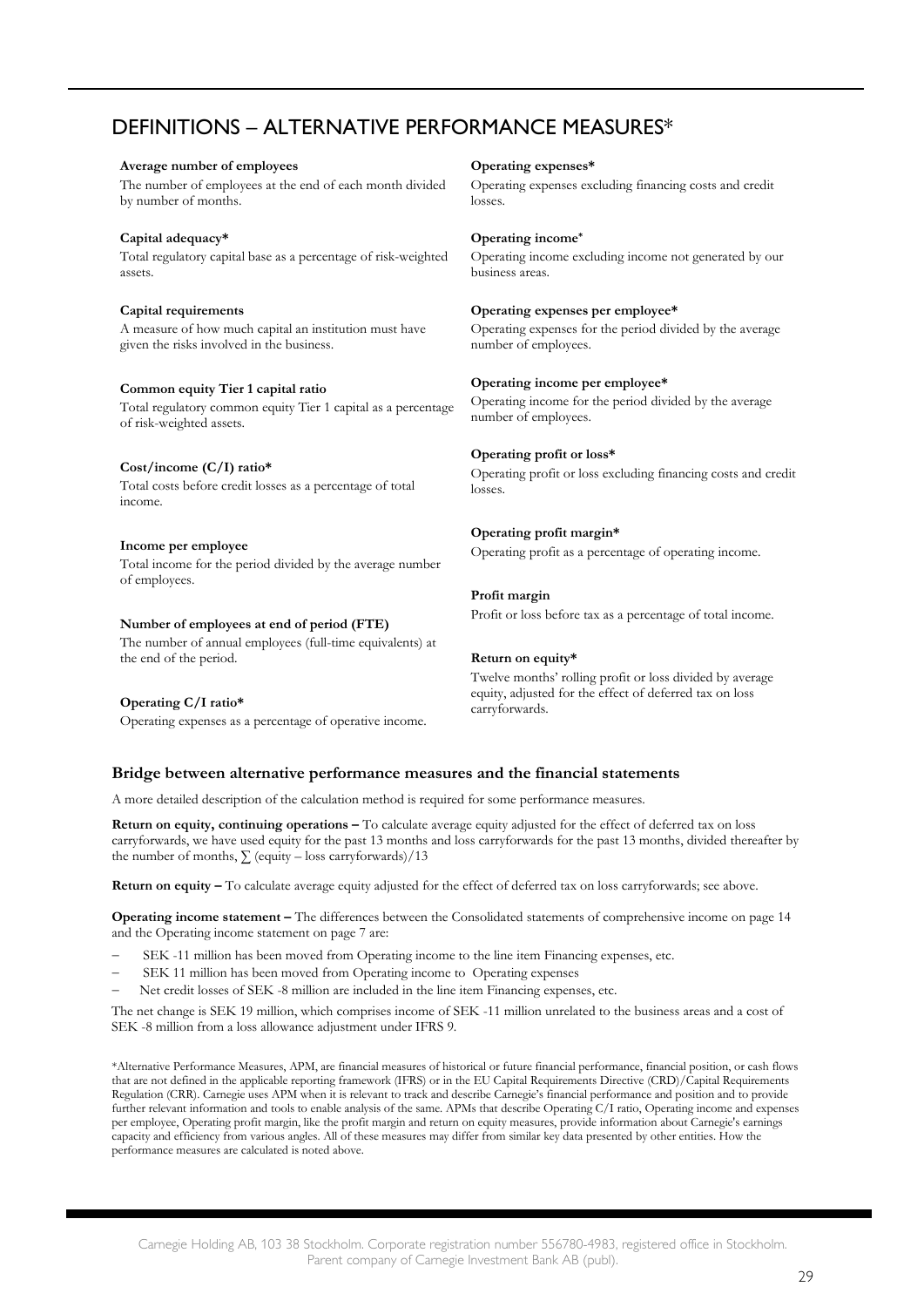# DEFINITIONS – ALTERNATIVE PERFORMANCE MEASURES*

**Average number of employees**
The number of employees at the end of each month divided by number of months.

**Capital adequacy***
Total regulatory capital base as a percentage of risk-weighted assets.

**Capital requirements**
A measure of how much capital an institution must have given the risks involved in the business.

**Common equity Tier 1 capital ratio**
Total regulatory common equity Tier 1 capital as a percentage of risk-weighted assets.

**Cost/income (C/I) ratio***
Total costs before credit losses as a percentage of total income.

**Income per employee**
Total income for the period divided by the average number of employees.

**Number of employees at end of period (FTE)**
The number of annual employees (full-time equivalents) at the end of the period.

**Operating C/I ratio***
Operating expenses as a percentage of operative income.

**Operating expenses***
Operating expenses excluding financing costs and credit losses.

**Operating income***
Operating income excluding income not generated by our business areas.

**Operating expenses per employee***
Operating expenses for the period divided by the average number of employees.

**Operating income per employee***
Operating income for the period divided by the average number of employees.

**Operating profit or loss***
Operating profit or loss excluding financing costs and credit losses.

**Operating profit margin***
Operating profit as a percentage of operating income.

**Profit margin**
Profit or loss before tax as a percentage of total income.

**Return on equity***
Twelve months' rolling profit or loss divided by average equity, adjusted for the effect of deferred tax on loss carryforwards.

## Bridge between alternative performance measures and the financial statements

A more detailed description of the calculation method is required for some performance measures.

**Return on equity, continuing operations –** To calculate average equity adjusted for the effect of deferred tax on loss carryforwards, we have used equity for the past 13 months and loss carryforwards for the past 13 months, divided thereafter by the number of months, $\sum$ (equity – loss carryforwards)/13

**Return on equity –** To calculate average equity adjusted for the effect of deferred tax on loss carryforwards; see above.

**Operating income statement –** The differences between the Consolidated statements of comprehensive income on page 14 and the Operating income statement on page 7 are:

- SEK -11 million has been moved from Operating income to the line item Financing expenses, etc.
- SEK 11 million has been moved from Operating income to Operating expenses
- Net credit losses of SEK -8 million are included in the line item Financing expenses, etc.

The net change is SEK 19 million, which comprises income of SEK -11 million unrelated to the business areas and a cost of SEK -8 million from a loss allowance adjustment under IFRS 9.

*Alternative Performance Measures, APM, are financial measures of historical or future financial performance, financial position, or cash flows that are not defined in the applicable reporting framework (IFRS) or in the EU Capital Requirements Directive (CRD)/Capital Requirements Regulation (CRR). Carnegie uses APM when it is relevant to track and describe Carnegie's financial performance and position and to provide further relevant information and tools to enable analysis of the same. APMs that describe Operating C/I ratio, Operating income and expenses per employee, Operating profit margin, like the profit margin and return on equity measures, provide information about Carnegie's earnings capacity and efficiency from various angles. All of these measures may differ from similar key data presented by other entities. How the performance measures are calculated is noted above.

Carnegie Holding AB, 103 38 Stockholm. Corporate registration number 556780-4983, registered office in Stockholm. Parent company of Carnegie Investment Bank AB (publ).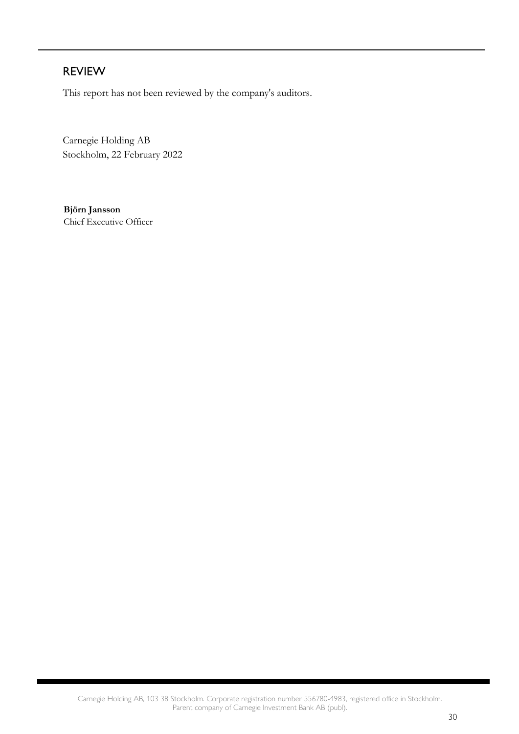## REVIEW

This report has not been reviewed by the company's auditors.

Carnegie Holding AB
Stockholm, 22 February 2022

**Björn Jansson**
Chief Executive Officer

Carnegie Holding AB, 103 38 Stockholm. Corporate registration number 556780-4983, registered office in Stockholm.
Parent company of Carnegie Investment Bank AB (publ).